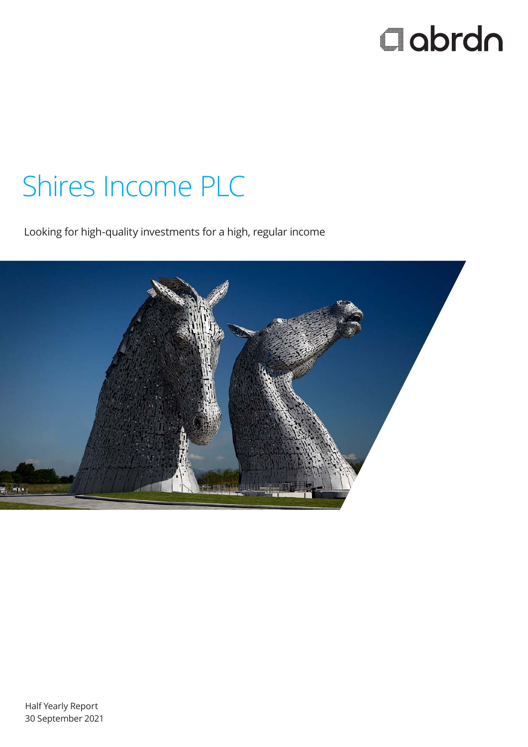abrdn

# Shires Income PLC

Looking for high-quality investments for a high, regular income

Half Yearly Report
30 September 2021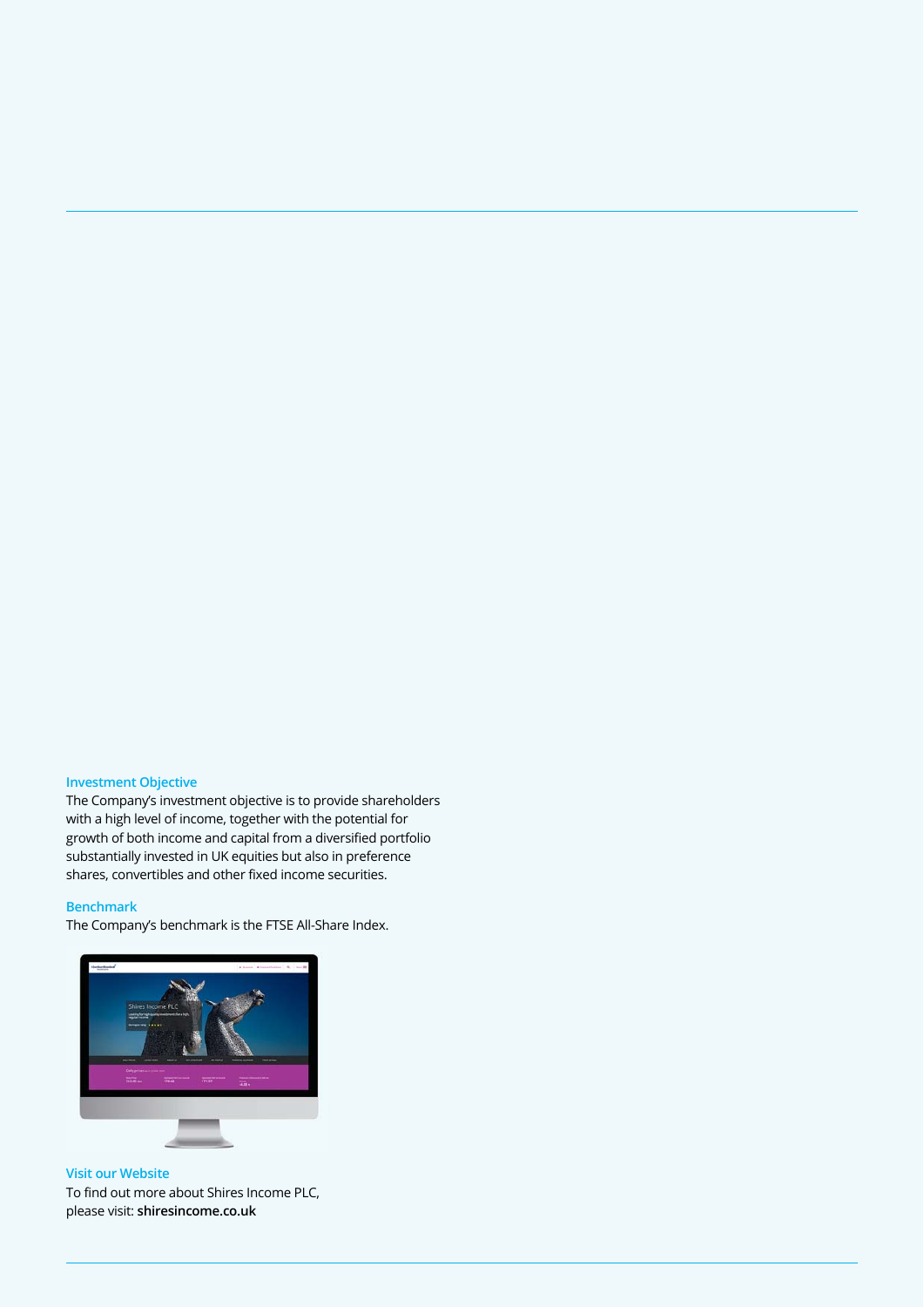## Investment Objective

The Company's investment objective is to provide shareholders with a high level of income, together with the potential for growth of both income and capital from a diversified portfolio substantially invested in UK equities but also in preference shares, convertibles and other fixed income securities.

## Benchmark

The Company's benchmark is the FTSE All-Share Index.

## Visit our Website

To find out more about Shires Income PLC, please visit: **shiresincome.co.uk**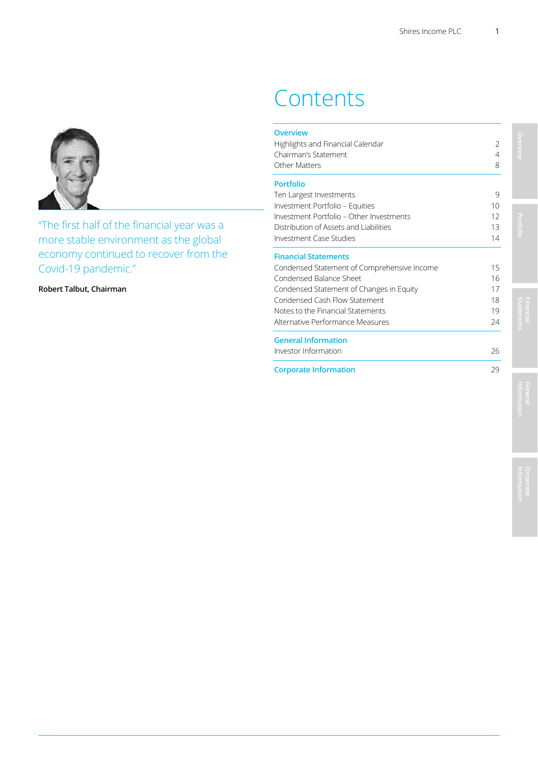"The first half of the financial year was a more stable environment as the global economy continued to recover from the Covid-19 pandemic."

**Robert Talbut, Chairman**

# Contents

| | |
|---|---|
| **Overview** | |
| Highlights and Financial Calendar | 2 |
| Chairman's Statement | 4 |
| Other Matters | 8 |
| **Portfolio** | |
| Ten Largest Investments | 9 |
| Investment Portfolio – Equities | 10 |
| Investment Portfolio – Other Investments | 12 |
| Distribution of Assets and Liabilities | 13 |
| Investment Case Studies | 14 |
| **Financial Statements** | |
| Condensed Statement of Comprehensive Income | 15 |
| Condensed Balance Sheet | 16 |
| Condensed Statement of Changes in Equity | 17 |
| Condensed Cash Flow Statement | 18 |
| Notes to the Financial Statements | 19 |
| Alternative Performance Measures | 24 |
| **General Information** | |
| Investor Information | 26 |
| **Corporate Information** | 29 |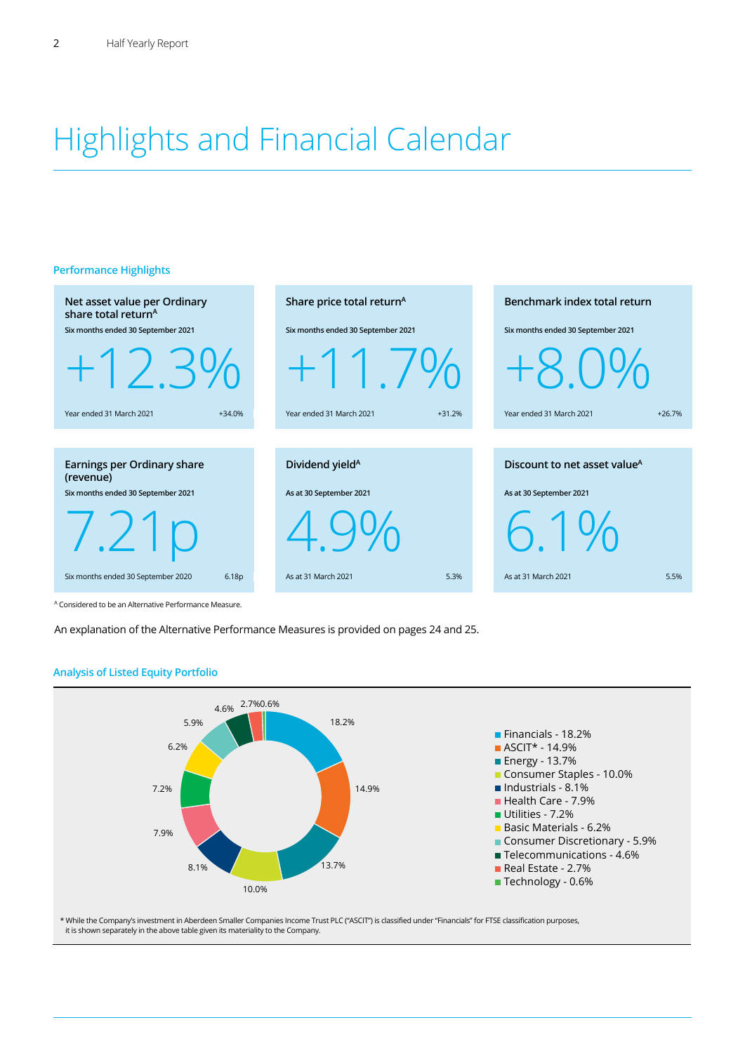# Highlights and Financial Calendar

## Performance Highlights

| Measure | Period | Value | Comparative period | Comparative value |
|---|---|---|---|---|
| Net asset value per Ordinary share total return[A] | Six months ended 30 September 2021 | +12.3% | Year ended 31 March 2021 | +34.0% |
| Share price total return[A] | Six months ended 30 September 2021 | +11.7% | Year ended 31 March 2021 | +31.2% |
| Benchmark index total return | Six months ended 30 September 2021 | +8.0% | Year ended 31 March 2021 | +26.7% |
| Earnings per Ordinary share (revenue) | Six months ended 30 September 2021 | 7.21p | Six months ended 30 September 2020 | 6.18p |
| Dividend yield[A] | As at 30 September 2021 | 4.9% | As at 31 March 2021 | 5.3% |
| Discount to net asset value[A] | As at 30 September 2021 | 6.1% | As at 31 March 2021 | 5.5% |

[A] Considered to be an Alternative Performance Measure.

An explanation of the Alternative Performance Measures is provided on pages 24 and 25.

## Analysis of Listed Equity Portfolio

- Financials - 18.2%
- ASCIT* - 14.9%
- Energy - 13.7%
- Consumer Staples - 10.0%
- Industrials - 8.1%
- Health Care - 7.9%
- Utilities - 7.2%
- Basic Materials - 6.2%
- Consumer Discretionary - 5.9%
- Telecommunications - 4.6%
- Real Estate - 2.7%
- Technology - 0.6%

* While the Company's investment in Aberdeen Smaller Companies Income Trust PLC ("ASCIT") is classified under "Financials" for FTSE classification purposes, it is shown separately in the above table given its materiality to the Company.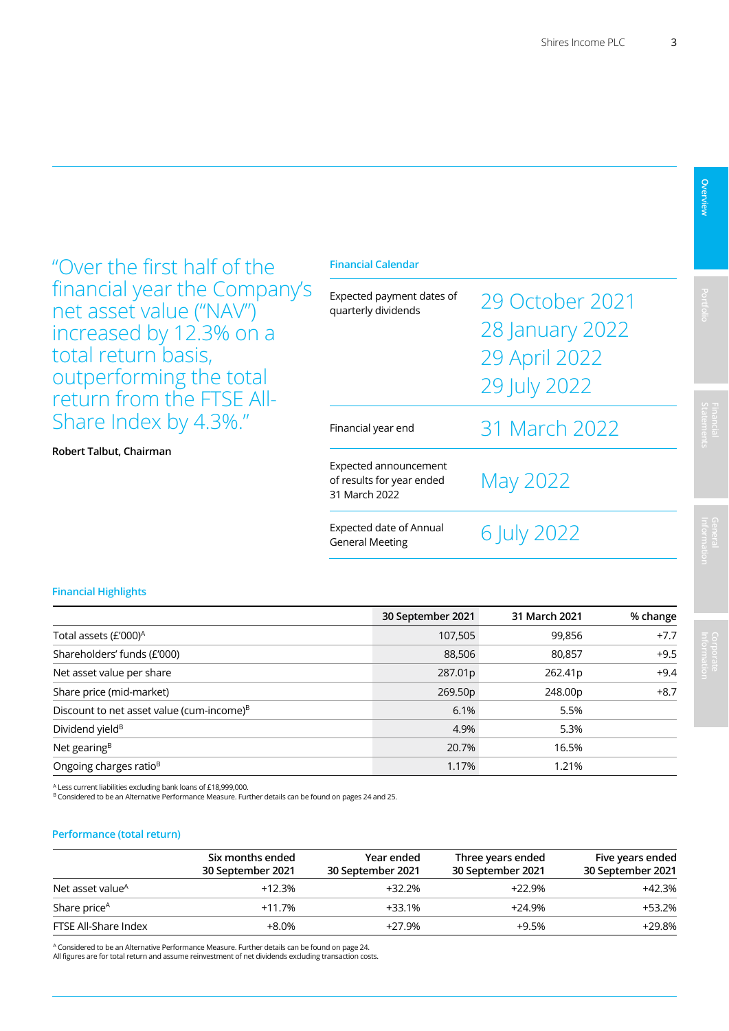"Over the first half of the financial year the Company's net asset value ("NAV") increased by 12.3% on a total return basis, outperforming the total return from the FTSE All-Share Index by 4.3%."

**Robert Talbut, Chairman**

## Financial Calendar

| | |
|---|---|
| Expected payment dates of quarterly dividends | 29 October 2021<br>28 January 2022<br>29 April 2022<br>29 July 2022 |
| Financial year end | 31 March 2022 |
| Expected announcement of results for year ended 31 March 2022 | May 2022 |
| Expected date of Annual General Meeting | 6 July 2022 |

## Financial Highlights

| | 30 September 2021 | 31 March 2021 | % change |
|---|---|---|---|
| Total assets (£'000)[A] | 107,505 | 99,856 | +7.7 |
| Shareholders' funds (£'000) | 88,506 | 80,857 | +9.5 |
| Net asset value per share | 287.01p | 262.41p | +9.4 |
| Share price (mid-market) | 269.50p | 248.00p | +8.7 |
| Discount to net asset value (cum-income)[B] | 6.1% | 5.5% | |
| Dividend yield[B] | 4.9% | 5.3% | |
| Net gearing[B] | 20.7% | 16.5% | |
| Ongoing charges ratio[B] | 1.17% | 1.21% | |

[A] Less current liabilities excluding bank loans of £18,999,000.
[B] Considered to be an Alternative Performance Measure. Further details can be found on pages 24 and 25.

## Performance (total return)

| | Six months ended 30 September 2021 | Year ended 30 September 2021 | Three years ended 30 September 2021 | Five years ended 30 September 2021 |
|---|---|---|---|---|
| Net asset value[A] | +12.3% | +32.2% | +22.9% | +42.3% |
| Share price[A] | +11.7% | +33.1% | +24.9% | +53.2% |
| FTSE All-Share Index | +8.0% | +27.9% | +9.5% | +29.8% |

[A] Considered to be an Alternative Performance Measure. Further details can be found on page 24.
All figures are for total return and assume reinvestment of net dividends excluding transaction costs.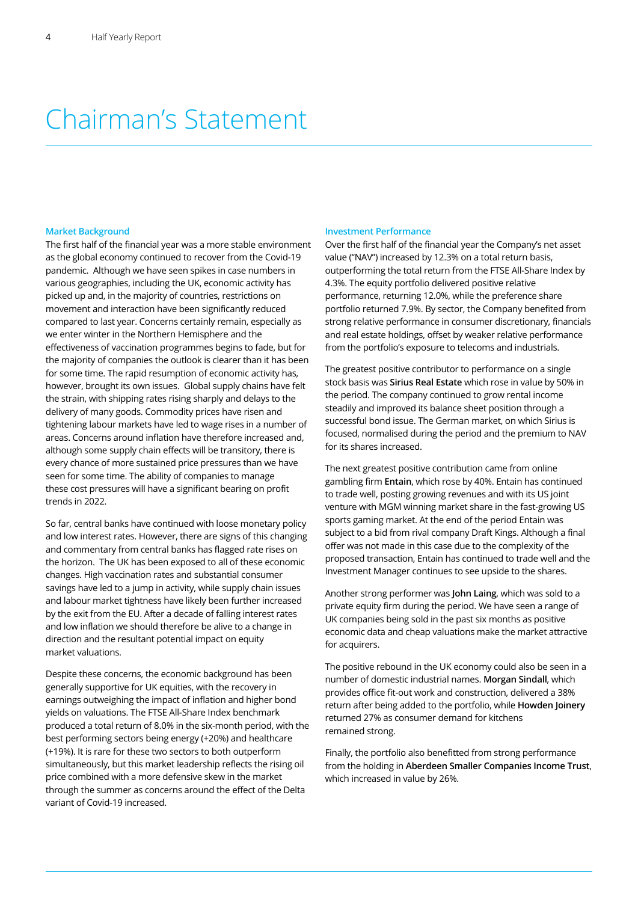# Chairman's Statement

### Market Background

The first half of the financial year was a more stable environment as the global economy continued to recover from the Covid-19 pandemic. Although we have seen spikes in case numbers in various geographies, including the UK, economic activity has picked up and, in the majority of countries, restrictions on movement and interaction have been significantly reduced compared to last year. Concerns certainly remain, especially as we enter winter in the Northern Hemisphere and the effectiveness of vaccination programmes begins to fade, but for the majority of companies the outlook is clearer than it has been for some time. The rapid resumption of economic activity has, however, brought its own issues. Global supply chains have felt the strain, with shipping rates rising sharply and delays to the delivery of many goods. Commodity prices have risen and tightening labour markets have led to wage rises in a number of areas. Concerns around inflation have therefore increased and, although some supply chain effects will be transitory, there is every chance of more sustained price pressures than we have seen for some time. The ability of companies to manage these cost pressures will have a significant bearing on profit trends in 2022.

So far, central banks have continued with loose monetary policy and low interest rates. However, there are signs of this changing and commentary from central banks has flagged rate rises on the horizon. The UK has been exposed to all of these economic changes. High vaccination rates and substantial consumer savings have led to a jump in activity, while supply chain issues and labour market tightness have likely been further increased by the exit from the EU. After a decade of falling interest rates and low inflation we should therefore be alive to a change in direction and the resultant potential impact on equity market valuations.

Despite these concerns, the economic background has been generally supportive for UK equities, with the recovery in earnings outweighing the impact of inflation and higher bond yields on valuations. The FTSE All-Share Index benchmark produced a total return of 8.0% in the six-month period, with the best performing sectors being energy (+20%) and healthcare (+19%). It is rare for these two sectors to both outperform simultaneously, but this market leadership reflects the rising oil price combined with a more defensive skew in the market through the summer as concerns around the effect of the Delta variant of Covid-19 increased.

### Investment Performance

Over the first half of the financial year the Company's net asset value ("NAV") increased by 12.3% on a total return basis, outperforming the total return from the FTSE All-Share Index by 4.3%. The equity portfolio delivered positive relative performance, returning 12.0%, while the preference share portfolio returned 7.9%. By sector, the Company benefited from strong relative performance in consumer discretionary, financials and real estate holdings, offset by weaker relative performance from the portfolio's exposure to telecoms and industrials.

The greatest positive contributor to performance on a single stock basis was **Sirius Real Estate** which rose in value by 50% in the period. The company continued to grow rental income steadily and improved its balance sheet position through a successful bond issue. The German market, on which Sirius is focused, normalised during the period and the premium to NAV for its shares increased.

The next greatest positive contribution came from online gambling firm **Entain**, which rose by 40%. Entain has continued to trade well, posting growing revenues and with its US joint venture with MGM winning market share in the fast-growing US sports gaming market. At the end of the period Entain was subject to a bid from rival company Draft Kings. Although a final offer was not made in this case due to the complexity of the proposed transaction, Entain has continued to trade well and the Investment Manager continues to see upside to the shares.

Another strong performer was **John Laing**, which was sold to a private equity firm during the period. We have seen a range of UK companies being sold in the past six months as positive economic data and cheap valuations make the market attractive for acquirers.

The positive rebound in the UK economy could also be seen in a number of domestic industrial names. **Morgan Sindall**, which provides office fit-out work and construction, delivered a 38% return after being added to the portfolio, while **Howden Joinery** returned 27% as consumer demand for kitchens remained strong.

Finally, the portfolio also benefitted from strong performance from the holding in **Aberdeen Smaller Companies Income Trust**, which increased in value by 26%.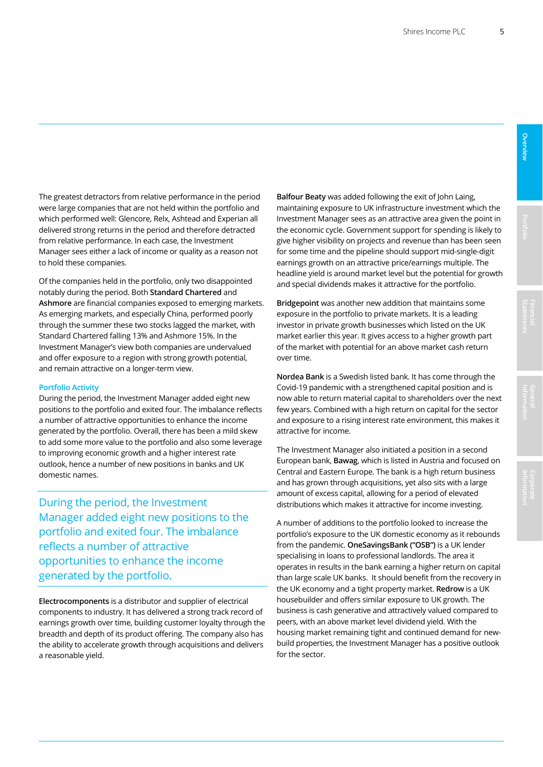The greatest detractors from relative performance in the period were large companies that are not held within the portfolio and which performed well: Glencore, Relx, Ashtead and Experian all delivered strong returns in the period and therefore detracted from relative performance. In each case, the Investment Manager sees either a lack of income or quality as a reason not to hold these companies.

Of the companies held in the portfolio, only two disappointed notably during the period. Both **Standard Chartered** and **Ashmore** are financial companies exposed to emerging markets. As emerging markets, and especially China, performed poorly through the summer these two stocks lagged the market, with Standard Chartered falling 13% and Ashmore 15%. In the Investment Manager's view both companies are undervalued and offer exposure to a region with strong growth potential, and remain attractive on a longer-term view.

### Portfolio Activity

During the period, the Investment Manager added eight new positions to the portfolio and exited four. The imbalance reflects a number of attractive opportunities to enhance the income generated by the portfolio. Overall, there has been a mild skew to add some more value to the portfolio and also some leverage to improving economic growth and a higher interest rate outlook, hence a number of new positions in banks and UK domestic names.

> During the period, the Investment Manager added eight new positions to the portfolio and exited four. The imbalance reflects a number of attractive opportunities to enhance the income generated by the portfolio.

**Electrocomponents** is a distributor and supplier of electrical components to industry. It has delivered a strong track record of earnings growth over time, building customer loyalty through the breadth and depth of its product offering. The company also has the ability to accelerate growth through acquisitions and delivers a reasonable yield.

**Balfour Beaty** was added following the exit of John Laing, maintaining exposure to UK infrastructure investment which the Investment Manager sees as an attractive area given the point in the economic cycle. Government support for spending is likely to give higher visibility on projects and revenue than has been seen for some time and the pipeline should support mid-single-digit earnings growth on an attractive price/earnings multiple. The headline yield is around market level but the potential for growth and special dividends makes it attractive for the portfolio.

**Bridgepoint** was another new addition that maintains some exposure in the portfolio to private markets. It is a leading investor in private growth businesses which listed on the UK market earlier this year. It gives access to a higher growth part of the market with potential for an above market cash return over time.

**Nordea Bank** is a Swedish listed bank. It has come through the Covid-19 pandemic with a strengthened capital position and is now able to return material capital to shareholders over the next few years. Combined with a high return on capital for the sector and exposure to a rising interest rate environment, this makes it attractive for income.

The Investment Manager also initiated a position in a second European bank, **Bawag**, which is listed in Austria and focused on Central and Eastern Europe. The bank is a high return business and has grown through acquisitions, yet also sits with a large amount of excess capital, allowing for a period of elevated distributions which makes it attractive for income investing.

A number of additions to the portfolio looked to increase the portfolio's exposure to the UK domestic economy as it rebounds from the pandemic. **OneSavingsBank ("OSB")** is a UK lender specialising in loans to professional landlords. The area it operates in results in the bank earning a higher return on capital than large scale UK banks. It should benefit from the recovery in the UK economy and a tight property market. **Redrow** is a UK housebuilder and offers similar exposure to UK growth. The business is cash generative and attractively valued compared to peers, with an above market level dividend yield. With the housing market remaining tight and continued demand for new-build properties, the Investment Manager has a positive outlook for the sector.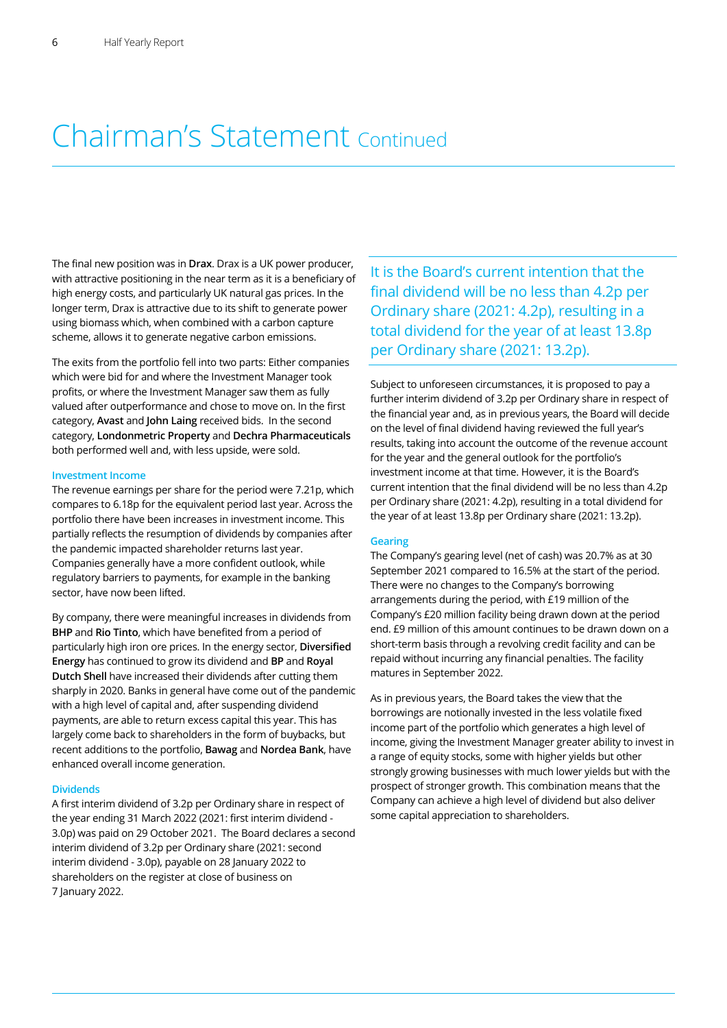# Chairman's Statement Continued

The final new position was in **Drax**. Drax is a UK power producer, with attractive positioning in the near term as it is a beneficiary of high energy costs, and particularly UK natural gas prices. In the longer term, Drax is attractive due to its shift to generate power using biomass which, when combined with a carbon capture scheme, allows it to generate negative carbon emissions.

The exits from the portfolio fell into two parts: Either companies which were bid for and where the Investment Manager took profits, or where the Investment Manager saw them as fully valued after outperformance and chose to move on. In the first category, **Avast** and **John Laing** received bids. In the second category, **Londonmetric Property** and **Dechra Pharmaceuticals** both performed well and, with less upside, were sold.

### Investment Income

The revenue earnings per share for the period were 7.21p, which compares to 6.18p for the equivalent period last year. Across the portfolio there have been increases in investment income. This partially reflects the resumption of dividends by companies after the pandemic impacted shareholder returns last year. Companies generally have a more confident outlook, while regulatory barriers to payments, for example in the banking sector, have now been lifted.

By company, there were meaningful increases in dividends from **BHP** and **Rio Tinto**, which have benefited from a period of particularly high iron ore prices. In the energy sector, **Diversified Energy** has continued to grow its dividend and **BP** and **Royal Dutch Shell** have increased their dividends after cutting them sharply in 2020. Banks in general have come out of the pandemic with a high level of capital and, after suspending dividend payments, are able to return excess capital this year. This has largely come back to shareholders in the form of buybacks, but recent additions to the portfolio, **Bawag** and **Nordea Bank**, have enhanced overall income generation.

### Dividends

A first interim dividend of 3.2p per Ordinary share in respect of the year ending 31 March 2022 (2021: first interim dividend - 3.0p) was paid on 29 October 2021. The Board declares a second interim dividend of 3.2p per Ordinary share (2021: second interim dividend - 3.0p), payable on 28 January 2022 to shareholders on the register at close of business on 7 January 2022.

> It is the Board's current intention that the final dividend will be no less than 4.2p per Ordinary share (2021: 4.2p), resulting in a total dividend for the year of at least 13.8p per Ordinary share (2021: 13.2p).

Subject to unforeseen circumstances, it is proposed to pay a further interim dividend of 3.2p per Ordinary share in respect of the financial year and, as in previous years, the Board will decide on the level of final dividend having reviewed the full year's results, taking into account the outcome of the revenue account for the year and the general outlook for the portfolio's investment income at that time. However, it is the Board's current intention that the final dividend will be no less than 4.2p per Ordinary share (2021: 4.2p), resulting in a total dividend for the year of at least 13.8p per Ordinary share (2021: 13.2p).

### Gearing

The Company's gearing level (net of cash) was 20.7% as at 30 September 2021 compared to 16.5% at the start of the period. There were no changes to the Company's borrowing arrangements during the period, with £19 million of the Company's £20 million facility being drawn down at the period end. £9 million of this amount continues to be drawn down on a short-term basis through a revolving credit facility and can be repaid without incurring any financial penalties. The facility matures in September 2022.

As in previous years, the Board takes the view that the borrowings are notionally invested in the less volatile fixed income part of the portfolio which generates a high level of income, giving the Investment Manager greater ability to invest in a range of equity stocks, some with higher yields but other strongly growing businesses with much lower yields but with the prospect of stronger growth. This combination means that the Company can achieve a high level of dividend but also deliver some capital appreciation to shareholders.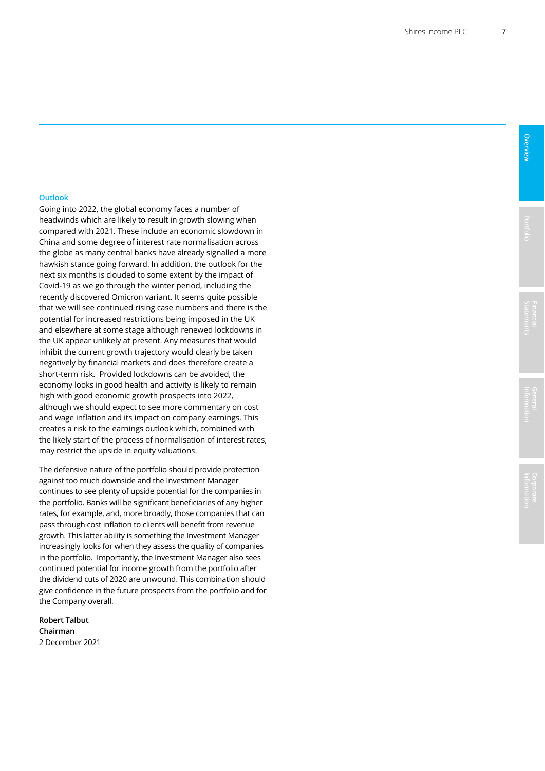### Outlook

Going into 2022, the global economy faces a number of headwinds which are likely to result in growth slowing when compared with 2021. These include an economic slowdown in China and some degree of interest rate normalisation across the globe as many central banks have already signalled a more hawkish stance going forward. In addition, the outlook for the next six months is clouded to some extent by the impact of Covid-19 as we go through the winter period, including the recently discovered Omicron variant. It seems quite possible that we will see continued rising case numbers and there is the potential for increased restrictions being imposed in the UK and elsewhere at some stage although renewed lockdowns in the UK appear unlikely at present. Any measures that would inhibit the current growth trajectory would clearly be taken negatively by financial markets and does therefore create a short-term risk. Provided lockdowns can be avoided, the economy looks in good health and activity is likely to remain high with good economic growth prospects into 2022, although we should expect to see more commentary on cost and wage inflation and its impact on company earnings. This creates a risk to the earnings outlook which, combined with the likely start of the process of normalisation of interest rates, may restrict the upside in equity valuations.

The defensive nature of the portfolio should provide protection against too much downside and the Investment Manager continues to see plenty of upside potential for the companies in the portfolio. Banks will be significant beneficiaries of any higher rates, for example, and, more broadly, those companies that can pass through cost inflation to clients will benefit from revenue growth. This latter ability is something the Investment Manager increasingly looks for when they assess the quality of companies in the portfolio. Importantly, the Investment Manager also sees continued potential for income growth from the portfolio after the dividend cuts of 2020 are unwound. This combination should give confidence in the future prospects from the portfolio and for the Company overall.

**Robert Talbut**
**Chairman**
2 December 2021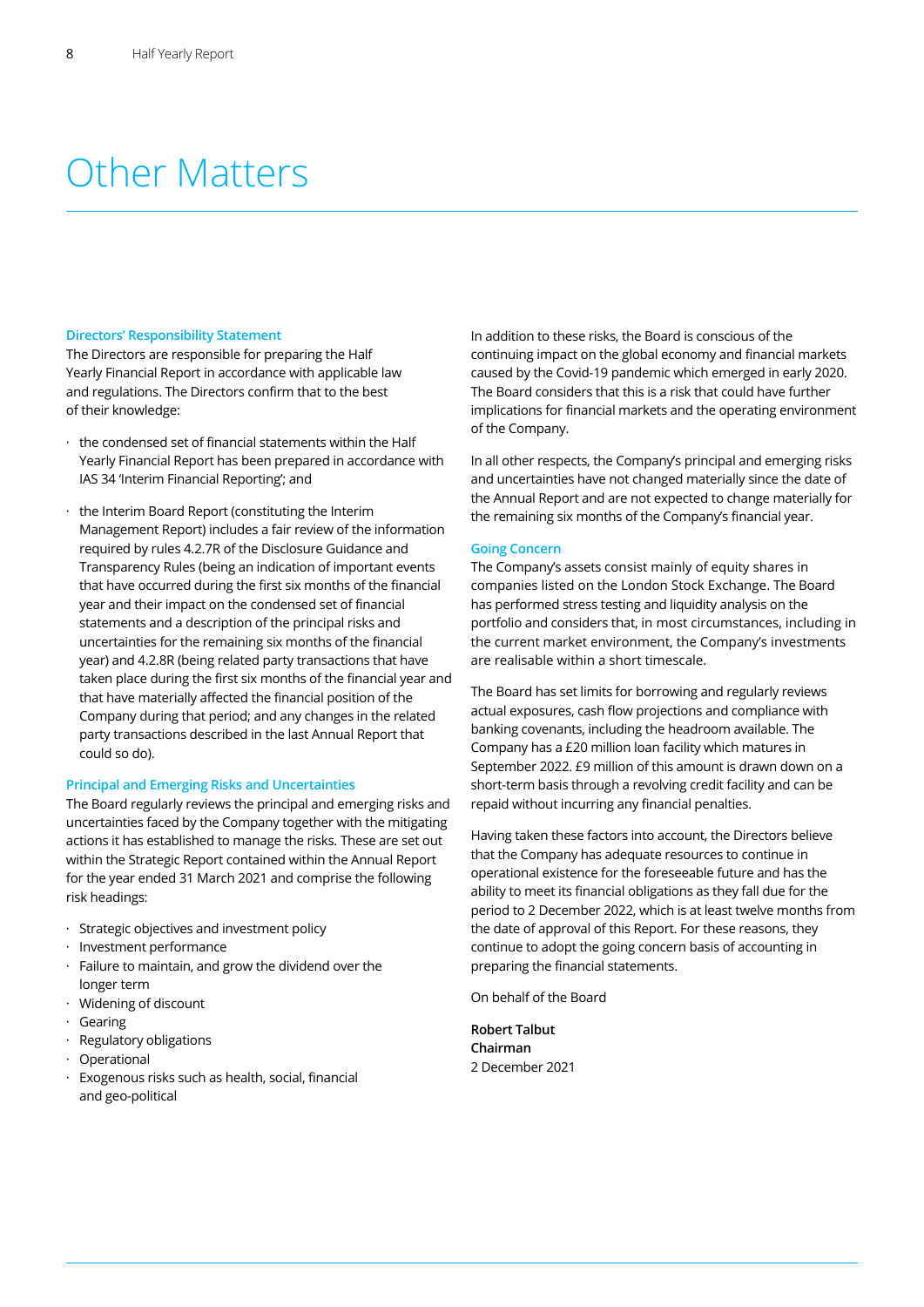# Other Matters

### Directors' Responsibility Statement

The Directors are responsible for preparing the Half Yearly Financial Report in accordance with applicable law and regulations. The Directors confirm that to the best of their knowledge:

- the condensed set of financial statements within the Half Yearly Financial Report has been prepared in accordance with IAS 34 'Interim Financial Reporting'; and
- the Interim Board Report (constituting the Interim Management Report) includes a fair review of the information required by rules 4.2.7R of the Disclosure Guidance and Transparency Rules (being an indication of important events that have occurred during the first six months of the financial year and their impact on the condensed set of financial statements and a description of the principal risks and uncertainties for the remaining six months of the financial year) and 4.2.8R (being related party transactions that have taken place during the first six months of the financial year and that have materially affected the financial position of the Company during that period; and any changes in the related party transactions described in the last Annual Report that could so do).

### Principal and Emerging Risks and Uncertainties

The Board regularly reviews the principal and emerging risks and uncertainties faced by the Company together with the mitigating actions it has established to manage the risks. These are set out within the Strategic Report contained within the Annual Report for the year ended 31 March 2021 and comprise the following risk headings:

- Strategic objectives and investment policy
- Investment performance
- Failure to maintain, and grow the dividend over the longer term
- Widening of discount
- Gearing
- Regulatory obligations
- Operational
- Exogenous risks such as health, social, financial and geo-political

In addition to these risks, the Board is conscious of the continuing impact on the global economy and financial markets caused by the Covid-19 pandemic which emerged in early 2020. The Board considers that this is a risk that could have further implications for financial markets and the operating environment of the Company.

In all other respects, the Company's principal and emerging risks and uncertainties have not changed materially since the date of the Annual Report and are not expected to change materially for the remaining six months of the Company's financial year.

### Going Concern

The Company's assets consist mainly of equity shares in companies listed on the London Stock Exchange. The Board has performed stress testing and liquidity analysis on the portfolio and considers that, in most circumstances, including in the current market environment, the Company's investments are realisable within a short timescale.

The Board has set limits for borrowing and regularly reviews actual exposures, cash flow projections and compliance with banking covenants, including the headroom available. The Company has a £20 million loan facility which matures in September 2022. £9 million of this amount is drawn down on a short-term basis through a revolving credit facility and can be repaid without incurring any financial penalties.

Having taken these factors into account, the Directors believe that the Company has adequate resources to continue in operational existence for the foreseeable future and has the ability to meet its financial obligations as they fall due for the period to 2 December 2022, which is at least twelve months from the date of approval of this Report. For these reasons, they continue to adopt the going concern basis of accounting in preparing the financial statements.

On behalf of the Board

**Robert Talbut**
**Chairman**
2 December 2021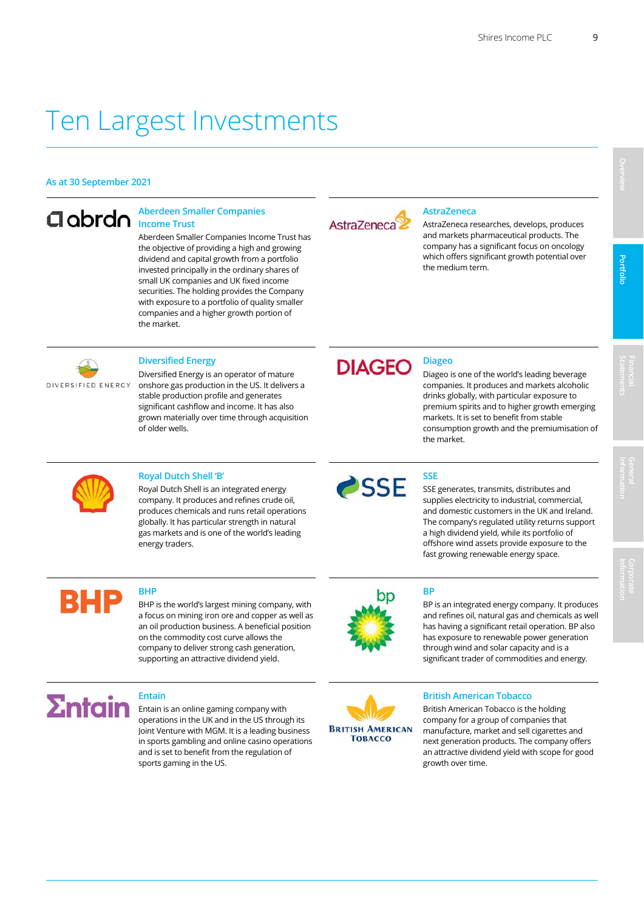# Ten Largest Investments

As at 30 September 2021

### Aberdeen Smaller Companies Income Trust

Aberdeen Smaller Companies Income Trust has the objective of providing a high and growing dividend and capital growth from a portfolio invested principally in the ordinary shares of small UK companies and UK fixed income securities. The holding provides the Company with exposure to a portfolio of quality smaller companies and a higher growth portion of the market.

### AstraZeneca

AstraZeneca researches, develops, produces and markets pharmaceutical products. The company has a significant focus on oncology which offers significant growth potential over the medium term.

### Diversified Energy

Diversified Energy is an operator of mature onshore gas production in the US. It delivers a stable production profile and generates significant cashflow and income. It has also grown materially over time through acquisition of older wells.

### Diageo

Diageo is one of the world's leading beverage companies. It produces and markets alcoholic drinks globally, with particular exposure to premium spirits and to higher growth emerging markets. It is set to benefit from stable consumption growth and the premiumisation of the market.

### Royal Dutch Shell 'B'

Royal Dutch Shell is an integrated energy company. It produces and refines crude oil, produces chemicals and runs retail operations globally. It has particular strength in natural gas markets and is one of the world's leading energy traders.

### SSE

SSE generates, transmits, distributes and supplies electricity to industrial, commercial, and domestic customers in the UK and Ireland. The company's regulated utility returns support a high dividend yield, while its portfolio of offshore wind assets provide exposure to the fast growing renewable energy space.

### BHP

BHP is the world's largest mining company, with a focus on mining iron ore and copper as well as an oil production business. A beneficial position on the commodity cost curve allows the company to deliver strong cash generation, supporting an attractive dividend yield.

### BP

BP is an integrated energy company. It produces and refines oil, natural gas and chemicals as well has having a significant retail operation. BP also has exposure to renewable power generation through wind and solar capacity and is a significant trader of commodities and energy.

### Entain

Entain is an online gaming company with operations in the UK and in the US through its Joint Venture with MGM. It is a leading business in sports gambling and online casino operations and is set to benefit from the regulation of sports gaming in the US.

### British American Tobacco

British American Tobacco is the holding company for a group of companies that manufacture, market and sell cigarettes and next generation products. The company offers an attractive dividend yield with scope for good growth over time.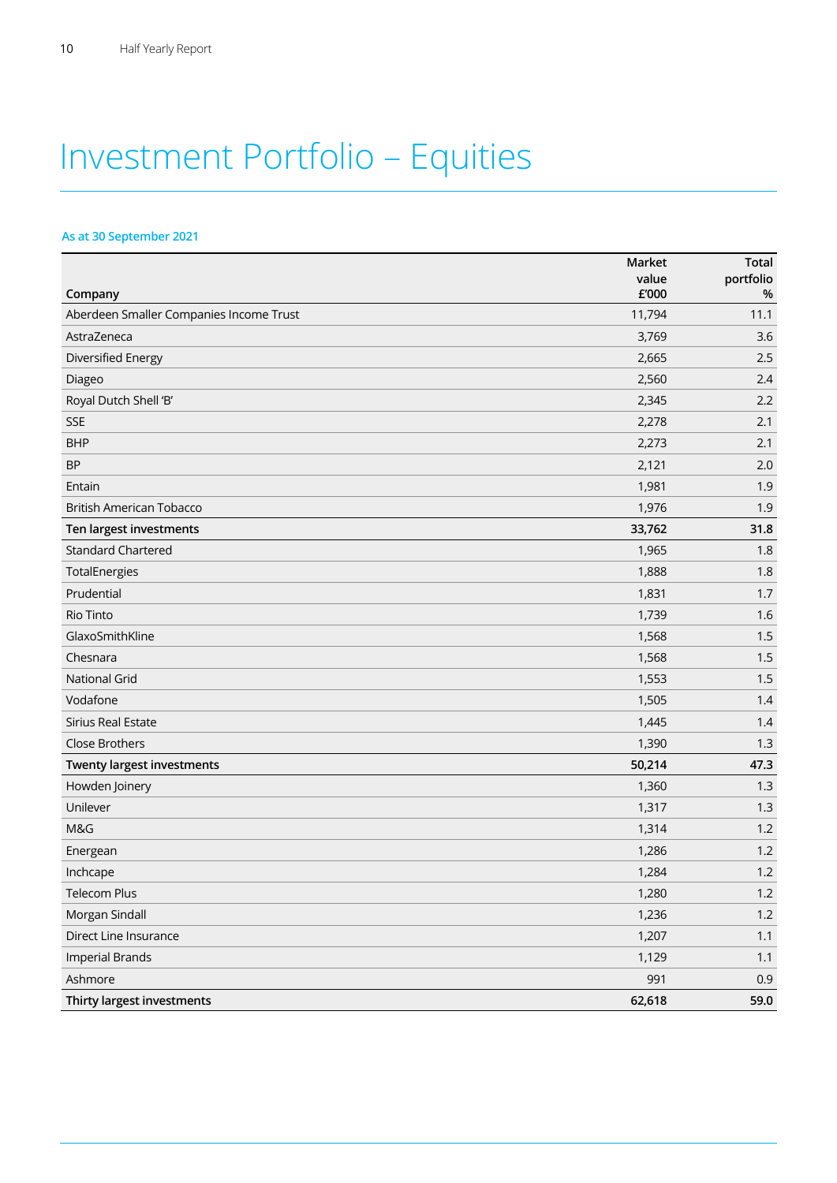# Investment Portfolio – Equities

**As at 30 September 2021**

| Company | Market value £'000 | Total portfolio % |
|---|---|---|
| Aberdeen Smaller Companies Income Trust | 11,794 | 11.1 |
| AstraZeneca | 3,769 | 3.6 |
| Diversified Energy | 2,665 | 2.5 |
| Diageo | 2,560 | 2.4 |
| Royal Dutch Shell 'B' | 2,345 | 2.2 |
| SSE | 2,278 | 2.1 |
| BHP | 2,273 | 2.1 |
| BP | 2,121 | 2.0 |
| Entain | 1,981 | 1.9 |
| British American Tobacco | 1,976 | 1.9 |
| **Ten largest investments** | **33,762** | **31.8** |
| Standard Chartered | 1,965 | 1.8 |
| TotalEnergies | 1,888 | 1.8 |
| Prudential | 1,831 | 1.7 |
| Rio Tinto | 1,739 | 1.6 |
| GlaxoSmithKline | 1,568 | 1.5 |
| Chesnara | 1,568 | 1.5 |
| National Grid | 1,553 | 1.5 |
| Vodafone | 1,505 | 1.4 |
| Sirius Real Estate | 1,445 | 1.4 |
| Close Brothers | 1,390 | 1.3 |
| **Twenty largest investments** | **50,214** | **47.3** |
| Howden Joinery | 1,360 | 1.3 |
| Unilever | 1,317 | 1.3 |
| M&G | 1,314 | 1.2 |
| Energean | 1,286 | 1.2 |
| Inchcape | 1,284 | 1.2 |
| Telecom Plus | 1,280 | 1.2 |
| Morgan Sindall | 1,236 | 1.2 |
| Direct Line Insurance | 1,207 | 1.1 |
| Imperial Brands | 1,129 | 1.1 |
| Ashmore | 991 | 0.9 |
| **Thirty largest investments** | **62,618** | **59.0** |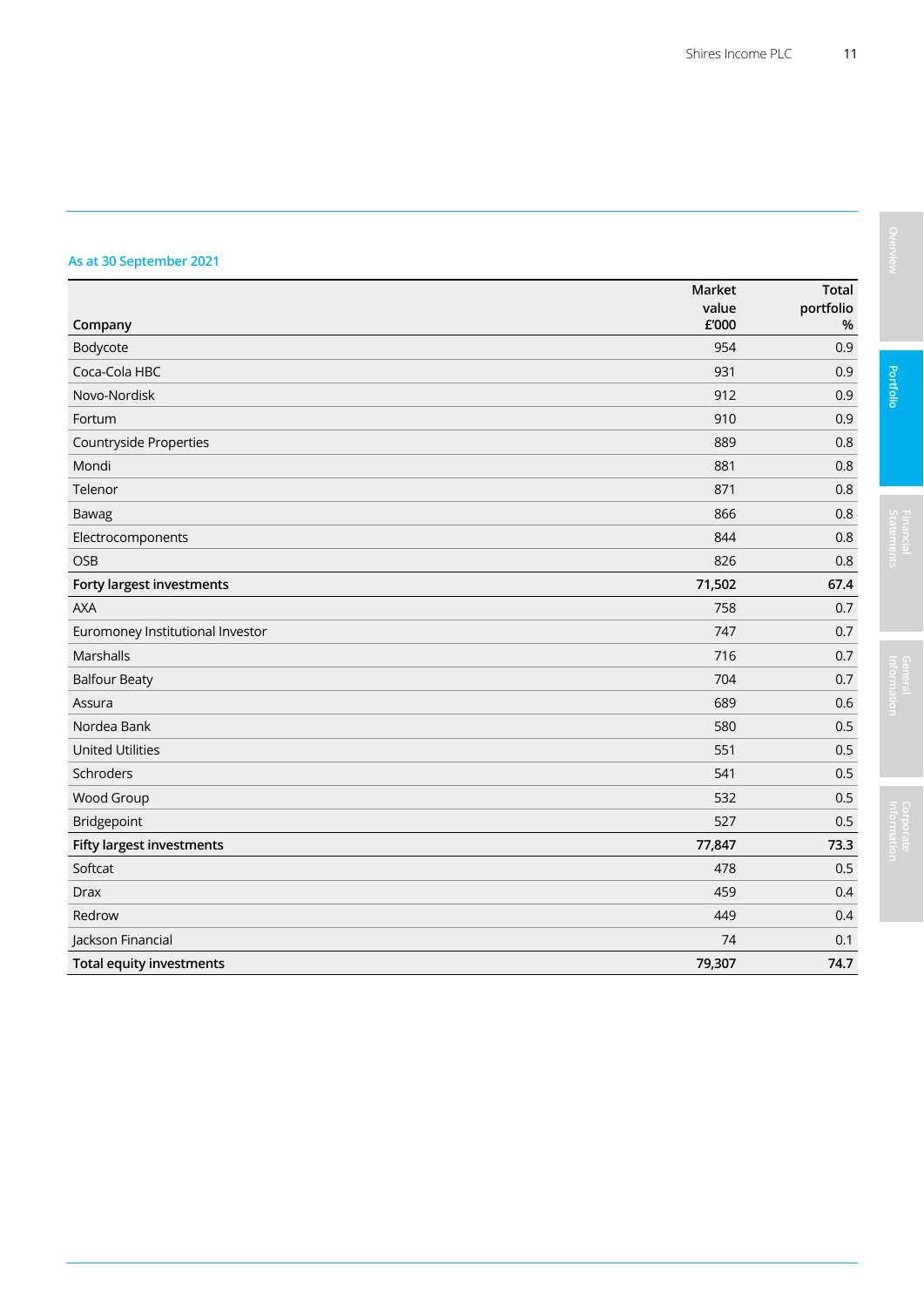As at 30 September 2021

| Company | Market value £'000 | Total portfolio % |
|---|---|---|
| Bodycote | 954 | 0.9 |
| Coca-Cola HBC | 931 | 0.9 |
| Novo-Nordisk | 912 | 0.9 |
| Fortum | 910 | 0.9 |
| Countryside Properties | 889 | 0.8 |
| Mondi | 881 | 0.8 |
| Telenor | 871 | 0.8 |
| Bawag | 866 | 0.8 |
| Electrocomponents | 844 | 0.8 |
| OSB | 826 | 0.8 |
| **Forty largest investments** | **71,502** | **67.4** |
| AXA | 758 | 0.7 |
| Euromoney Institutional Investor | 747 | 0.7 |
| Marshalls | 716 | 0.7 |
| Balfour Beaty | 704 | 0.7 |
| Assura | 689 | 0.6 |
| Nordea Bank | 580 | 0.5 |
| United Utilities | 551 | 0.5 |
| Schroders | 541 | 0.5 |
| Wood Group | 532 | 0.5 |
| Bridgepoint | 527 | 0.5 |
| **Fifty largest investments** | **77,847** | **73.3** |
| Softcat | 478 | 0.5 |
| Drax | 459 | 0.4 |
| Redrow | 449 | 0.4 |
| Jackson Financial | 74 | 0.1 |
| **Total equity investments** | **79,307** | **74.7** |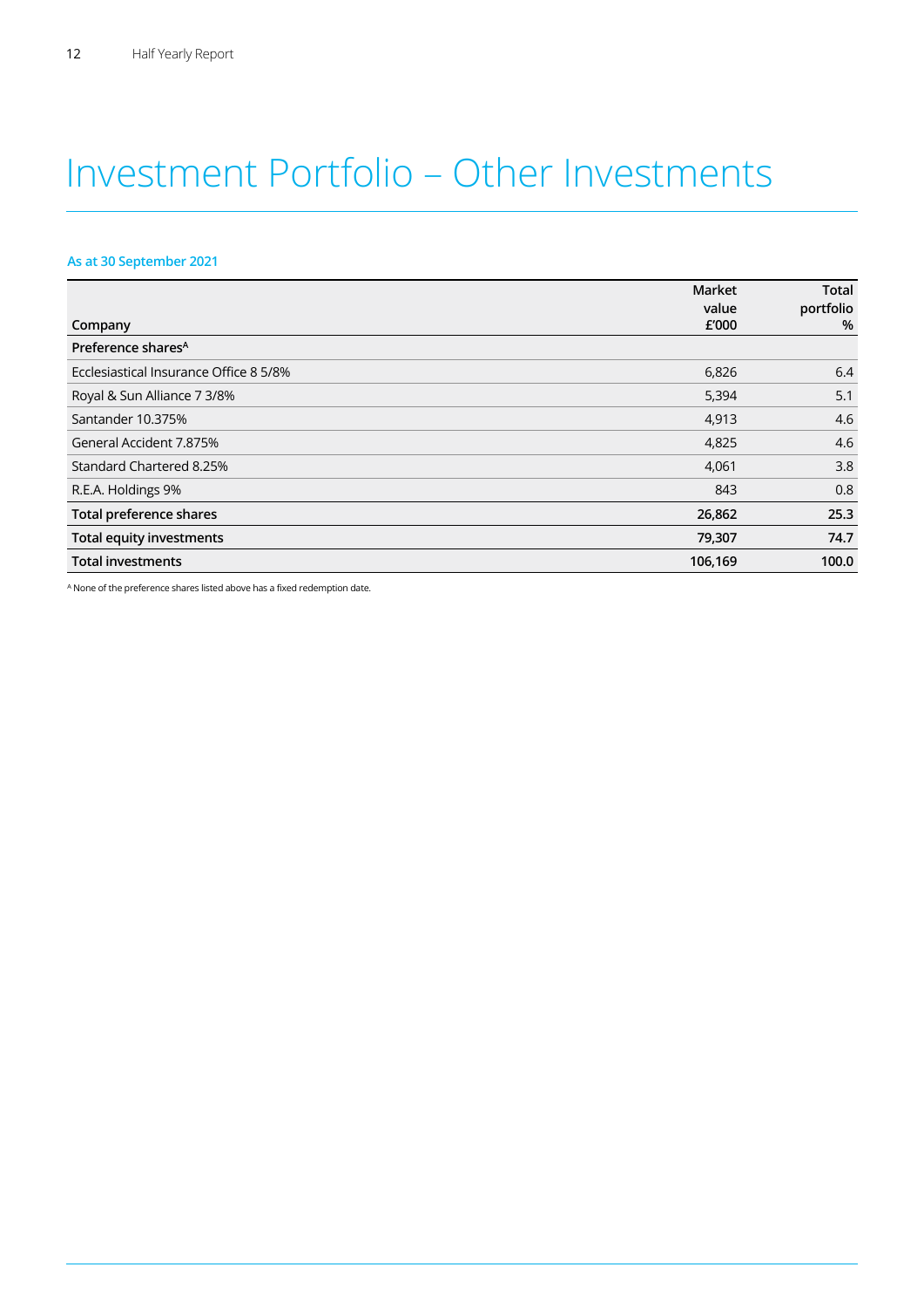# Investment Portfolio – Other Investments

**As at 30 September 2021**

| Company | Market value £'000 | Total portfolio % |
|---|---|---|
| **Preference shares[A]** | | |
| Ecclesiastical Insurance Office 8 5/8% | 6,826 | 6.4 |
| Royal & Sun Alliance 7 3/8% | 5,394 | 5.1 |
| Santander 10.375% | 4,913 | 4.6 |
| General Accident 7.875% | 4,825 | 4.6 |
| Standard Chartered 8.25% | 4,061 | 3.8 |
| R.E.A. Holdings 9% | 843 | 0.8 |
| **Total preference shares** | **26,862** | **25.3** |
| **Total equity investments** | **79,307** | **74.7** |
| **Total investments** | **106,169** | **100.0** |

[A] None of the preference shares listed above has a fixed redemption date.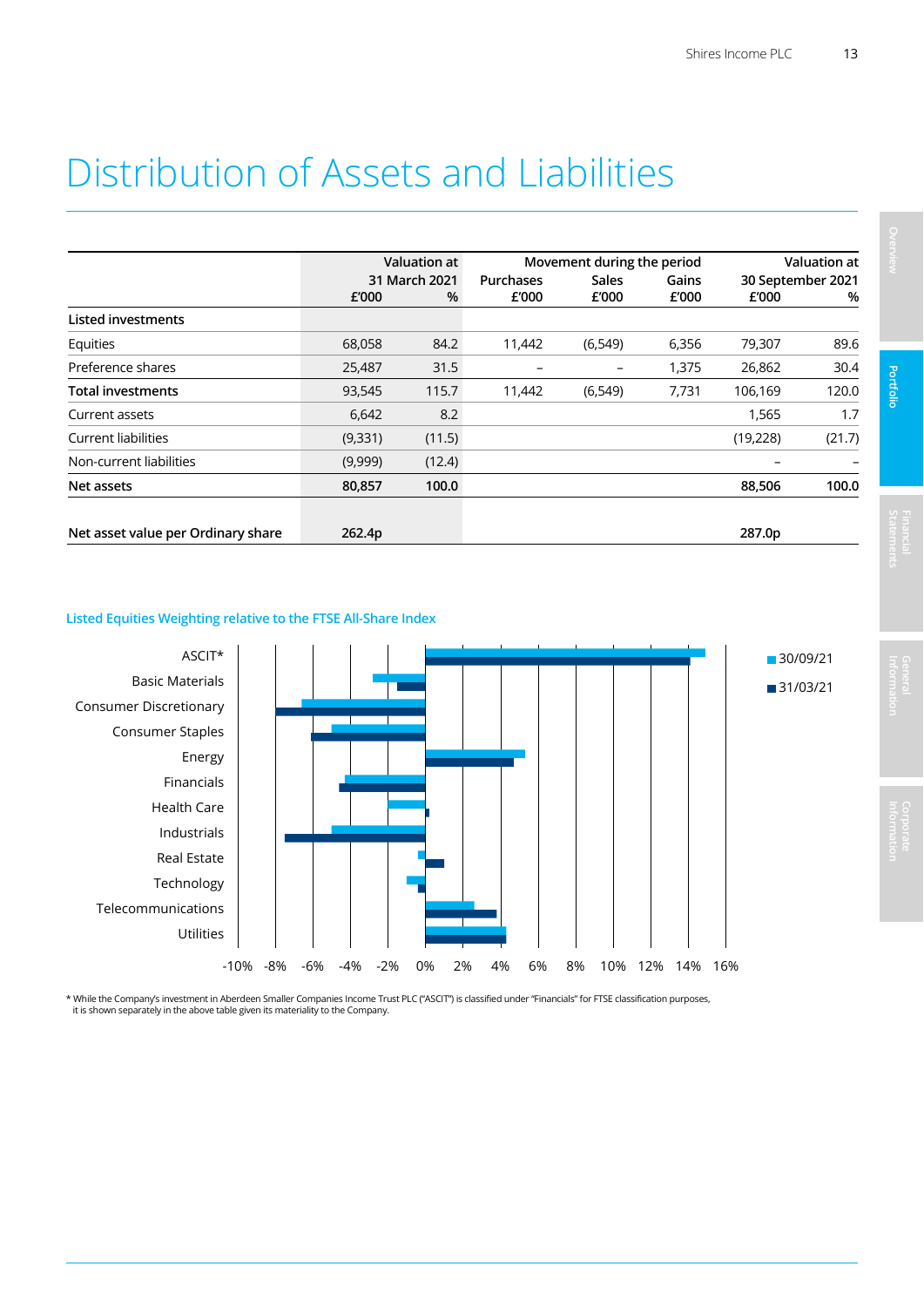# Distribution of Assets and Liabilities

| | Valuation at 31 March 2021 £'000 | % | Movement during the period Purchases £'000 | Sales £'000 | Gains £'000 | Valuation at 30 September 2021 £'000 | % |
|---|---|---|---|---|---|---|---|
| **Listed investments** | | | | | | | |
| Equities | 68,058 | 84.2 | 11,442 | (6,549) | 6,356 | 79,307 | 89.6 |
| Preference shares | 25,487 | 31.5 | – | – | 1,375 | 26,862 | 30.4 |
| **Total investments** | 93,545 | 115.7 | 11,442 | (6,549) | 7,731 | 106,169 | 120.0 |
| Current assets | 6,642 | 8.2 | | | | 1,565 | 1.7 |
| Current liabilities | (9,331) | (11.5) | | | | (19,228) | (21.7) |
| Non-current liabilities | (9,999) | (12.4) | | | | – | – |
| **Net assets** | **80,857** | **100.0** | | | | **88,506** | **100.0** |
| **Net asset value per Ordinary share** | **262.4p** | | | | | **287.0p** | |

### Listed Equities Weighting relative to the FTSE All-Share Index

Categories: ASCIT*, Basic Materials, Consumer Discretionary, Consumer Staples, Energy, Financials, Health Care, Industrials, Real Estate, Technology, Telecommunications, Utilities

Legend: 30/09/21, 31/03/21

Axis: -10% -8% -6% -4% -2% 0% 2% 4% 6% 8% 10% 12% 14% 16%

\* While the Company's investment in Aberdeen Smaller Companies Income Trust PLC ("ASCIT") is classified under "Financials" for FTSE classification purposes, it is shown separately in the above table given its materiality to the Company.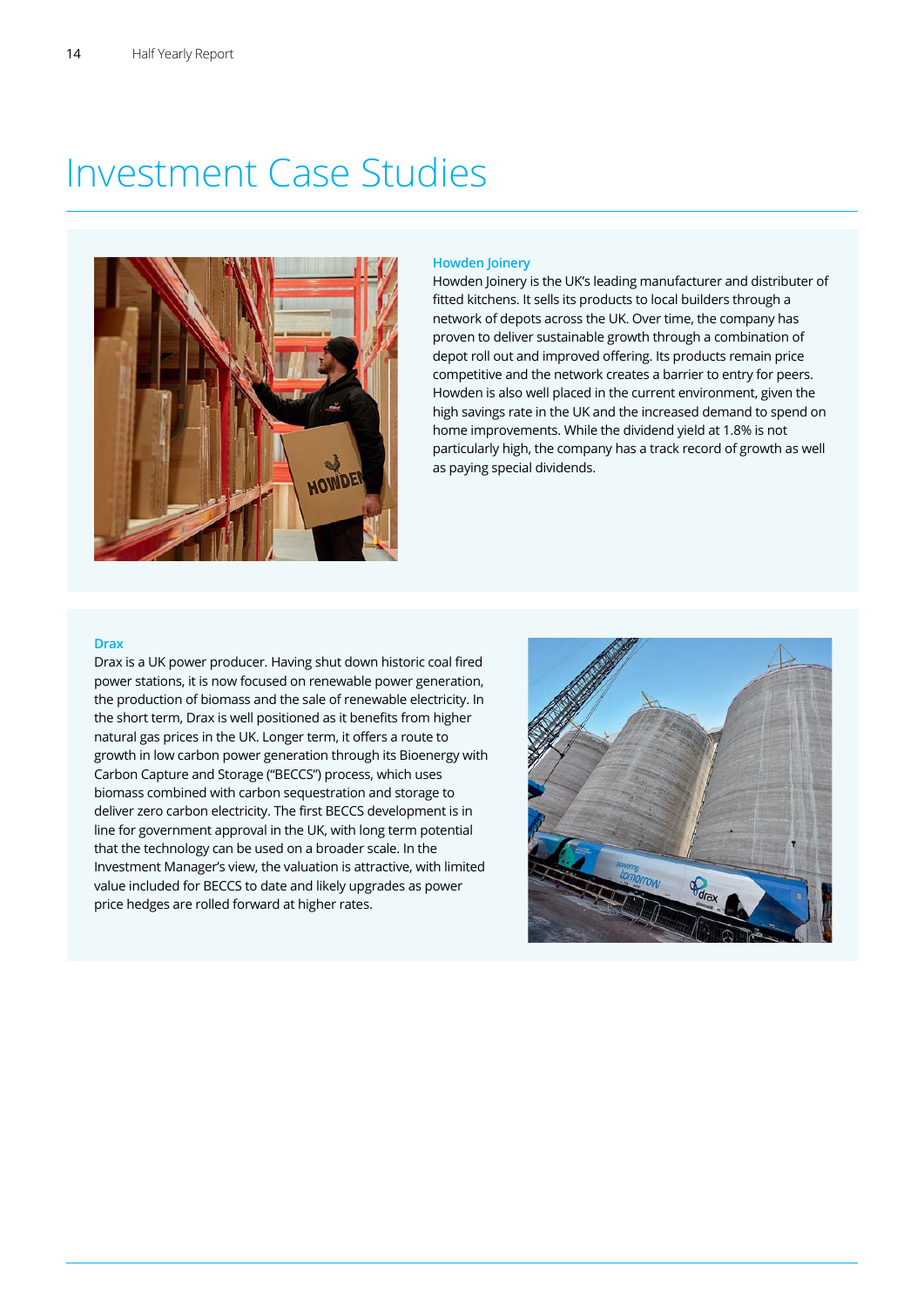# Investment Case Studies

### Howden Joinery

Howden Joinery is the UK's leading manufacturer and distributer of fitted kitchens. It sells its products to local builders through a network of depots across the UK. Over time, the company has proven to deliver sustainable growth through a combination of depot roll out and improved offering. Its products remain price competitive and the network creates a barrier to entry for peers. Howden is also well placed in the current environment, given the high savings rate in the UK and the increased demand to spend on home improvements. While the dividend yield at 1.8% is not particularly high, the company has a track record of growth as well as paying special dividends.

### Drax

Drax is a UK power producer. Having shut down historic coal fired power stations, it is now focused on renewable power generation, the production of biomass and the sale of renewable electricity. In the short term, Drax is well positioned as it benefits from higher natural gas prices in the UK. Longer term, it offers a route to growth in low carbon power generation through its Bioenergy with Carbon Capture and Storage ("BECCS") process, which uses biomass combined with carbon sequestration and storage to deliver zero carbon electricity. The first BECCS development is in line for government approval in the UK, with long term potential that the technology can be used on a broader scale. In the Investment Manager's view, the valuation is attractive, with limited value included for BECCS to date and likely upgrades as power price hedges are rolled forward at higher rates.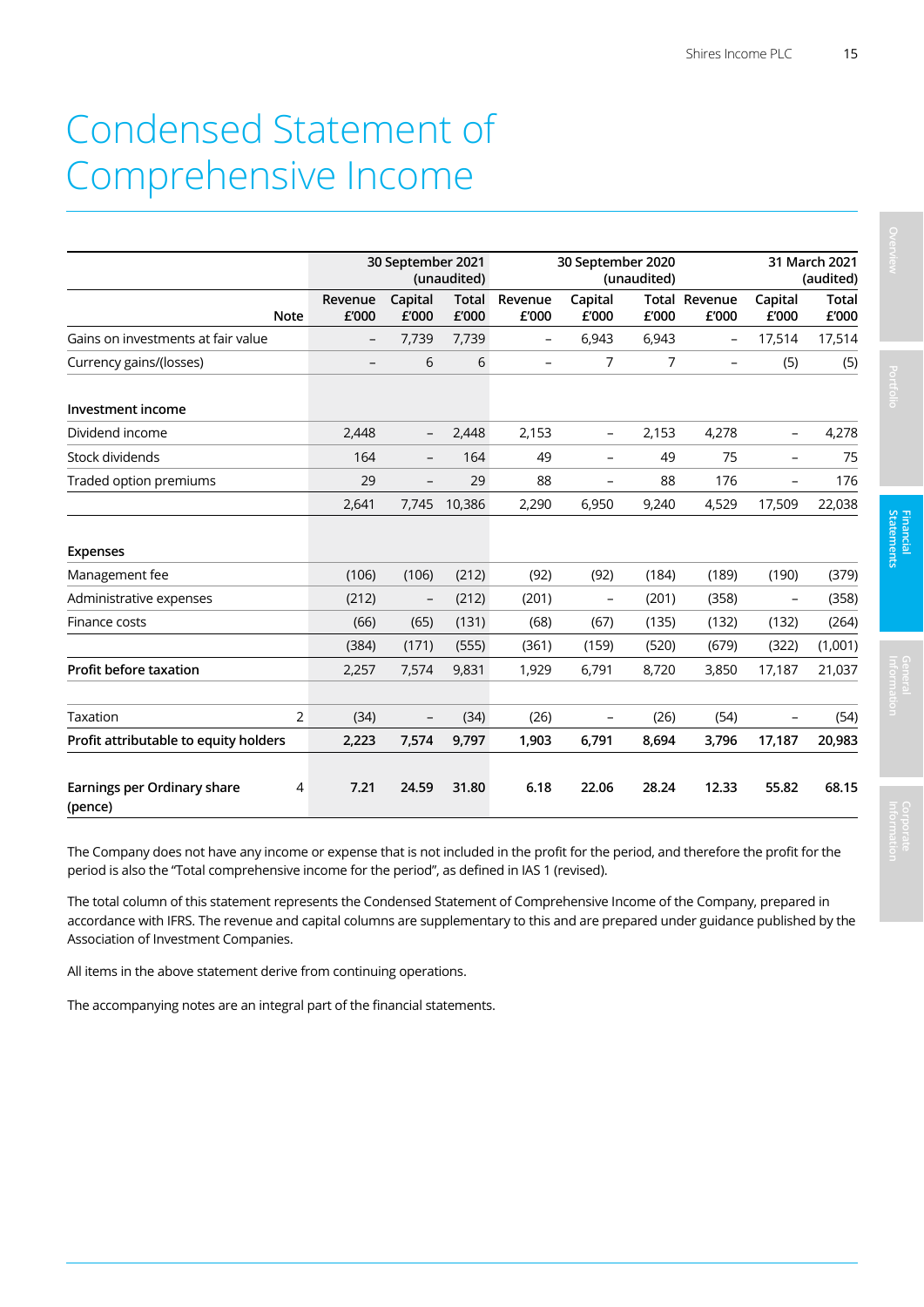# Condensed Statement of Comprehensive Income

| | Note | 30 September 2021 (unaudited) | | | 30 September 2020 (unaudited) | | | 31 March 2021 (audited) | | |
|---|---|---|---|---|---|---|---|---|---|---|
| | | Revenue £'000 | Capital £'000 | Total £'000 | Revenue £'000 | Capital £'000 | Total £'000 | Revenue £'000 | Capital £'000 | Total £'000 |
| Gains on investments at fair value | | – | 7,739 | 7,739 | – | 6,943 | 6,943 | – | 17,514 | 17,514 |
| Currency gains/(losses) | | – | 6 | 6 | – | 7 | 7 | – | (5) | (5) |
| **Investment income** | | | | | | | | | | |
| Dividend income | | 2,448 | – | 2,448 | 2,153 | – | 2,153 | 4,278 | – | 4,278 |
| Stock dividends | | 164 | – | 164 | 49 | – | 49 | 75 | – | 75 |
| Traded option premiums | | 29 | – | 29 | 88 | – | 88 | 176 | – | 176 |
| | | 2,641 | 7,745 | 10,386 | 2,290 | 6,950 | 9,240 | 4,529 | 17,509 | 22,038 |
| **Expenses** | | | | | | | | | | |
| Management fee | | (106) | (106) | (212) | (92) | (92) | (184) | (189) | (190) | (379) |
| Administrative expenses | | (212) | – | (212) | (201) | – | (201) | (358) | – | (358) |
| Finance costs | | (66) | (65) | (131) | (68) | (67) | (135) | (132) | (132) | (264) |
| | | (384) | (171) | (555) | (361) | (159) | (520) | (679) | (322) | (1,001) |
| **Profit before taxation** | | 2,257 | 7,574 | 9,831 | 1,929 | 6,791 | 8,720 | 3,850 | 17,187 | 21,037 |
| Taxation | 2 | (34) | – | (34) | (26) | – | (26) | (54) | – | (54) |
| **Profit attributable to equity holders** | | **2,223** | **7,574** | **9,797** | **1,903** | **6,791** | **8,694** | **3,796** | **17,187** | **20,983** |
| **Earnings per Ordinary share (pence)** | 4 | **7.21** | **24.59** | **31.80** | **6.18** | **22.06** | **28.24** | **12.33** | **55.82** | **68.15** |

The Company does not have any income or expense that is not included in the profit for the period, and therefore the profit for the period is also the "Total comprehensive income for the period", as defined in IAS 1 (revised).

The total column of this statement represents the Condensed Statement of Comprehensive Income of the Company, prepared in accordance with IFRS. The revenue and capital columns are supplementary to this and are prepared under guidance published by the Association of Investment Companies.

All items in the above statement derive from continuing operations.

The accompanying notes are an integral part of the financial statements.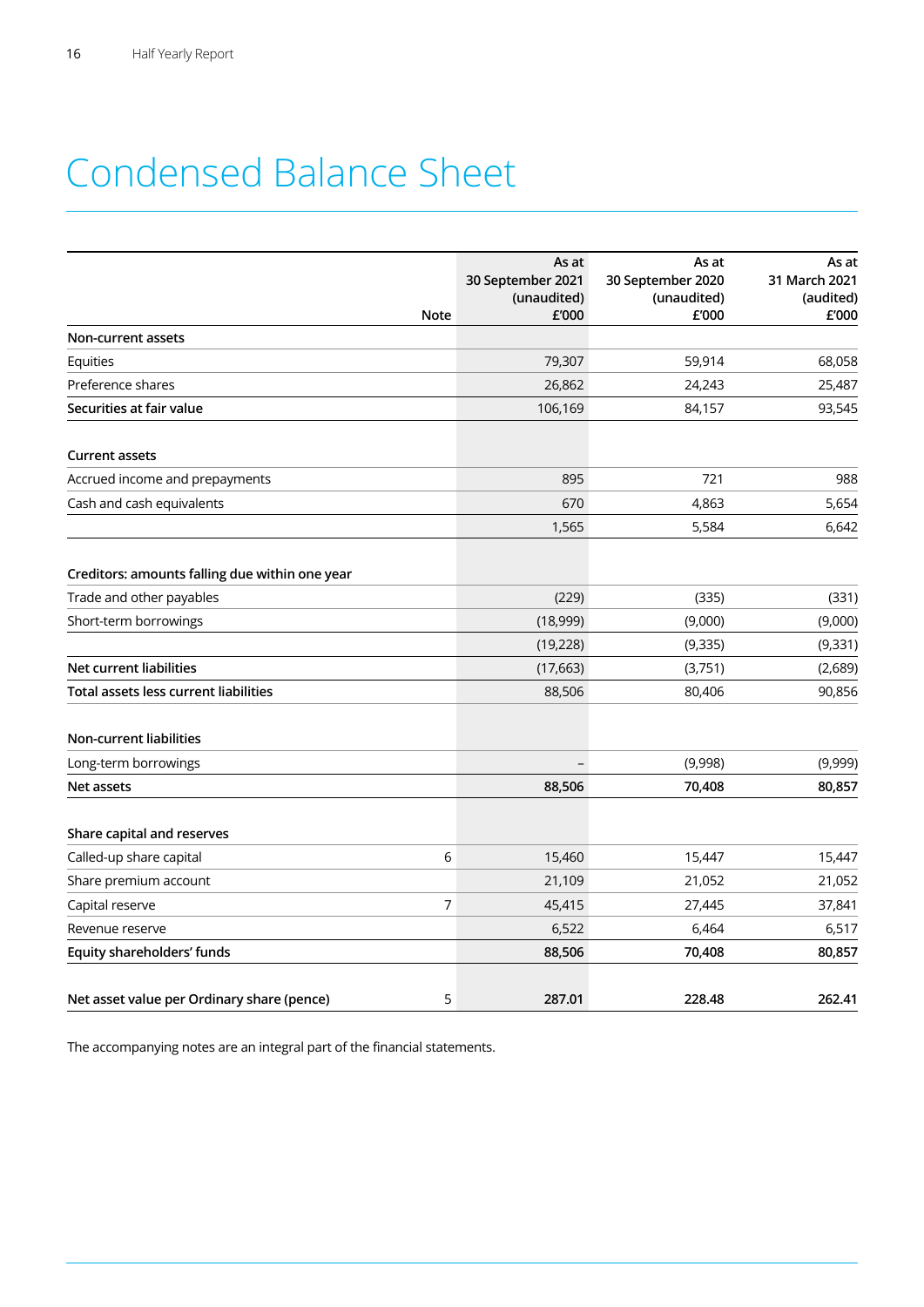# Condensed Balance Sheet

| | Note | As at 30 September 2021 (unaudited) £'000 | As at 30 September 2020 (unaudited) £'000 | As at 31 March 2021 (audited) £'000 |
|---|---|---|---|---|
| **Non-current assets** | | | | |
| Equities | | 79,307 | 59,914 | 68,058 |
| Preference shares | | 26,862 | 24,243 | 25,487 |
| **Securities at fair value** | | 106,169 | 84,157 | 93,545 |
| | | | | |
| **Current assets** | | | | |
| Accrued income and prepayments | | 895 | 721 | 988 |
| Cash and cash equivalents | | 670 | 4,863 | 5,654 |
| | | 1,565 | 5,584 | 6,642 |
| | | | | |
| **Creditors: amounts falling due within one year** | | | | |
| Trade and other payables | | (229) | (335) | (331) |
| Short-term borrowings | | (18,999) | (9,000) | (9,000) |
| | | (19,228) | (9,335) | (9,331) |
| **Net current liabilities** | | (17,663) | (3,751) | (2,689) |
| **Total assets less current liabilities** | | 88,506 | 80,406 | 90,856 |
| | | | | |
| **Non-current liabilities** | | | | |
| Long-term borrowings | | – | (9,998) | (9,999) |
| **Net assets** | | **88,506** | **70,408** | **80,857** |
| | | | | |
| **Share capital and reserves** | | | | |
| Called-up share capital | 6 | 15,460 | 15,447 | 15,447 |
| Share premium account | | 21,109 | 21,052 | 21,052 |
| Capital reserve | 7 | 45,415 | 27,445 | 37,841 |
| Revenue reserve | | 6,522 | 6,464 | 6,517 |
| **Equity shareholders' funds** | | **88,506** | **70,408** | **80,857** |
| | | | | |
| **Net asset value per Ordinary share (pence)** | 5 | **287.01** | **228.48** | **262.41** |

The accompanying notes are an integral part of the financial statements.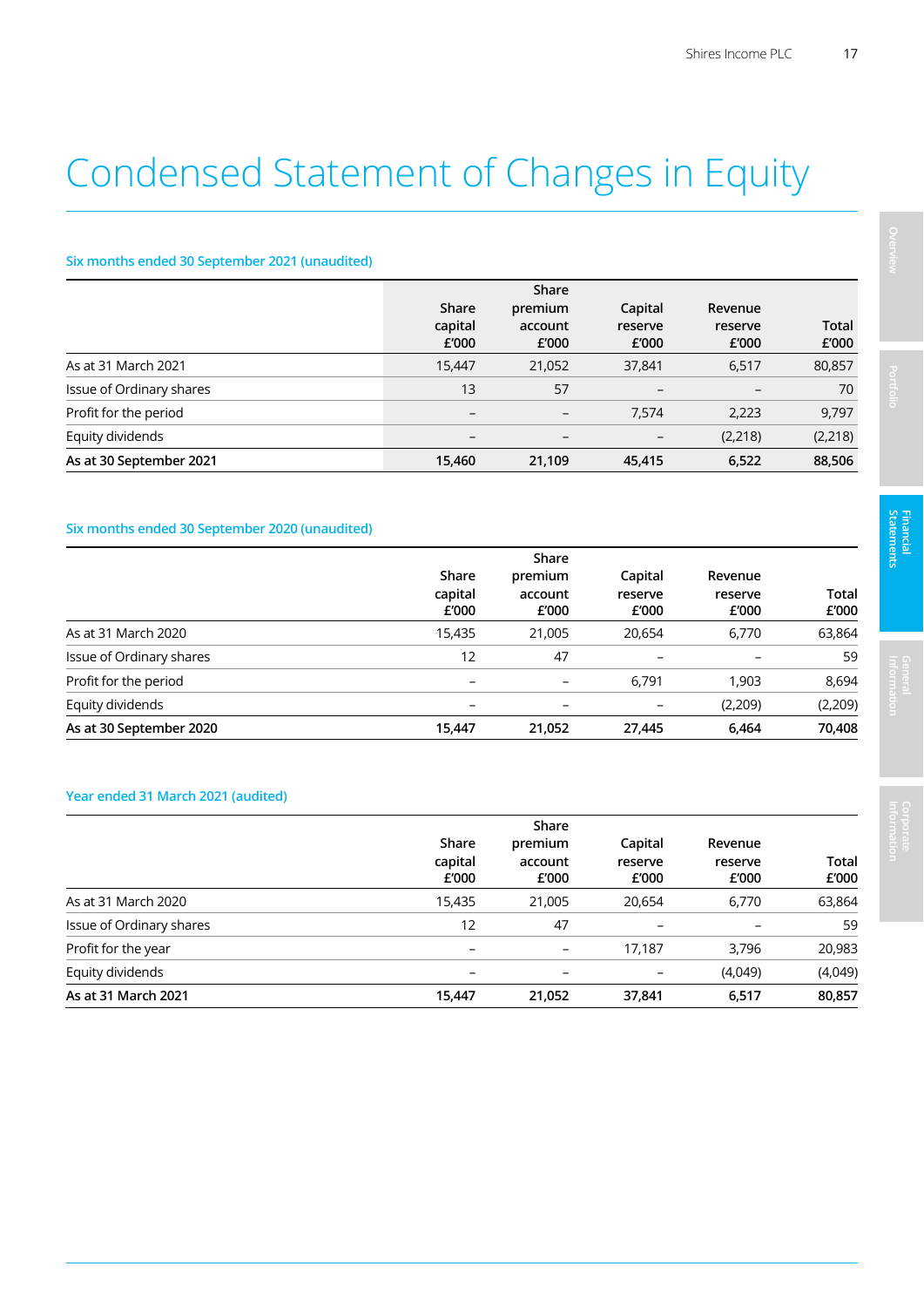# Condensed Statement of Changes in Equity

### Six months ended 30 September 2021 (unaudited)

| | Share capital £'000 | Share premium account £'000 | Capital reserve £'000 | Revenue reserve £'000 | Total £'000 |
|---|---|---|---|---|---|
| As at 31 March 2021 | 15,447 | 21,052 | 37,841 | 6,517 | 80,857 |
| Issue of Ordinary shares | 13 | 57 | – | – | 70 |
| Profit for the period | – | – | 7,574 | 2,223 | 9,797 |
| Equity dividends | – | – | – | (2,218) | (2,218) |
| **As at 30 September 2021** | **15,460** | **21,109** | **45,415** | **6,522** | **88,506** |

### Six months ended 30 September 2020 (unaudited)

| | Share capital £'000 | Share premium account £'000 | Capital reserve £'000 | Revenue reserve £'000 | Total £'000 |
|---|---|---|---|---|---|
| As at 31 March 2020 | 15,435 | 21,005 | 20,654 | 6,770 | 63,864 |
| Issue of Ordinary shares | 12 | 47 | – | – | 59 |
| Profit for the period | – | – | 6,791 | 1,903 | 8,694 |
| Equity dividends | – | – | – | (2,209) | (2,209) |
| **As at 30 September 2020** | **15,447** | **21,052** | **27,445** | **6,464** | **70,408** |

### Year ended 31 March 2021 (audited)

| | Share capital £'000 | Share premium account £'000 | Capital reserve £'000 | Revenue reserve £'000 | Total £'000 |
|---|---|---|---|---|---|
| As at 31 March 2020 | 15,435 | 21,005 | 20,654 | 6,770 | 63,864 |
| Issue of Ordinary shares | 12 | 47 | – | – | 59 |
| Profit for the year | – | – | 17,187 | 3,796 | 20,983 |
| Equity dividends | – | – | – | (4,049) | (4,049) |
| **As at 31 March 2021** | **15,447** | **21,052** | **37,841** | **6,517** | **80,857** |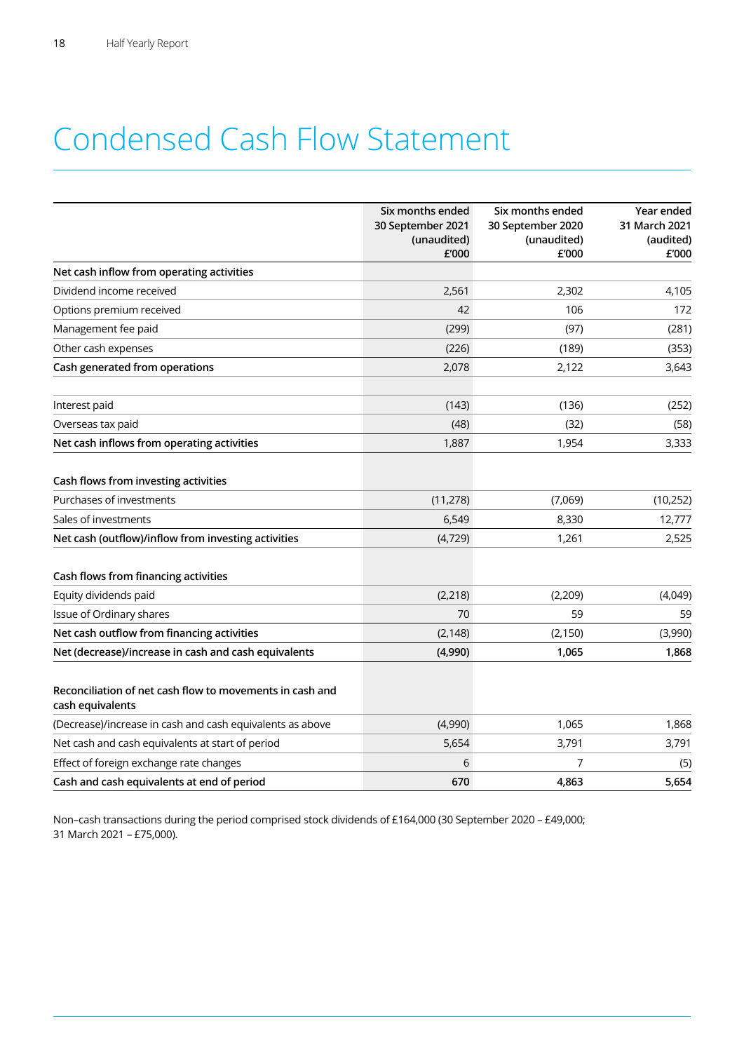# Condensed Cash Flow Statement

| | Six months ended 30 September 2021 (unaudited) £'000 | Six months ended 30 September 2020 (unaudited) £'000 | Year ended 31 March 2021 (audited) £'000 |
|---|---|---|---|
| **Net cash inflow from operating activities** | | | |
| Dividend income received | 2,561 | 2,302 | 4,105 |
| Options premium received | 42 | 106 | 172 |
| Management fee paid | (299) | (97) | (281) |
| Other cash expenses | (226) | (189) | (353) |
| **Cash generated from operations** | 2,078 | 2,122 | 3,643 |
| | | | |
| Interest paid | (143) | (136) | (252) |
| Overseas tax paid | (48) | (32) | (58) |
| **Net cash inflows from operating activities** | 1,887 | 1,954 | 3,333 |
| | | | |
| **Cash flows from investing activities** | | | |
| Purchases of investments | (11,278) | (7,069) | (10,252) |
| Sales of investments | 6,549 | 8,330 | 12,777 |
| **Net cash (outflow)/inflow from investing activities** | (4,729) | 1,261 | 2,525 |
| | | | |
| **Cash flows from financing activities** | | | |
| Equity dividends paid | (2,218) | (2,209) | (4,049) |
| Issue of Ordinary shares | 70 | 59 | 59 |
| **Net cash outflow from financing activities** | (2,148) | (2,150) | (3,990) |
| **Net (decrease)/increase in cash and cash equivalents** | **(4,990)** | **1,065** | **1,868** |
| | | | |
| **Reconciliation of net cash flow to movements in cash and cash equivalents** | | | |
| (Decrease)/increase in cash and cash equivalents as above | (4,990) | 1,065 | 1,868 |
| Net cash and cash equivalents at start of period | 5,654 | 3,791 | 3,791 |
| Effect of foreign exchange rate changes | 6 | 7 | (5) |
| **Cash and cash equivalents at end of period** | **670** | **4,863** | **5,654** |

Non–cash transactions during the period comprised stock dividends of £164,000 (30 September 2020 – £49,000; 31 March 2021 – £75,000).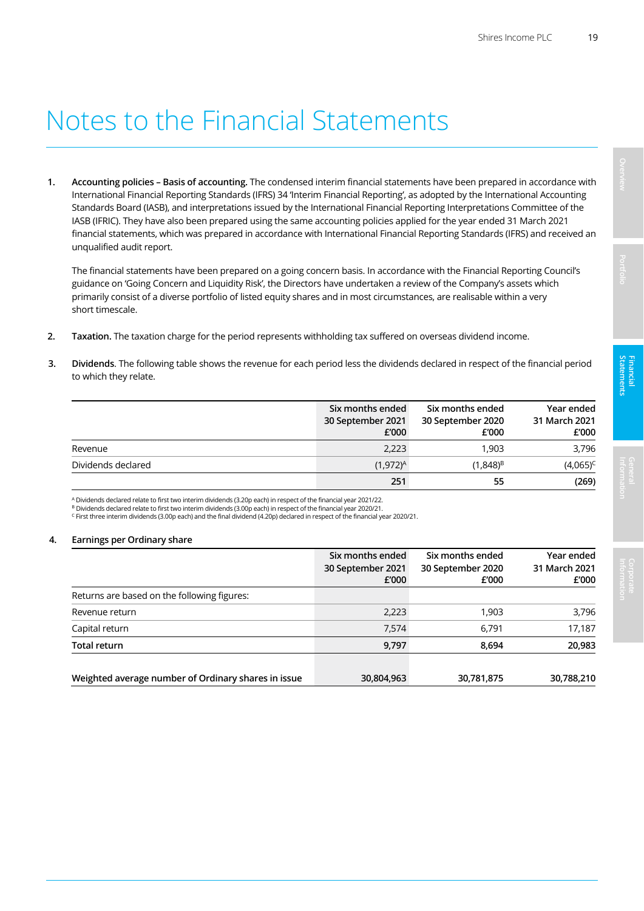# Notes to the Financial Statements

1. **Accounting policies – Basis of accounting.** The condensed interim financial statements have been prepared in accordance with International Financial Reporting Standards (IFRS) 34 'Interim Financial Reporting', as adopted by the International Accounting Standards Board (IASB), and interpretations issued by the International Financial Reporting Interpretations Committee of the IASB (IFRIC). They have also been prepared using the same accounting policies applied for the year ended 31 March 2021 financial statements, which was prepared in accordance with International Financial Reporting Standards (IFRS) and received an unqualified audit report.

   The financial statements have been prepared on a going concern basis. In accordance with the Financial Reporting Council's guidance on 'Going Concern and Liquidity Risk', the Directors have undertaken a review of the Company's assets which primarily consist of a diverse portfolio of listed equity shares and in most circumstances, are realisable within a very short timescale.

2. **Taxation.** The taxation charge for the period represents withholding tax suffered on overseas dividend income.

3. **Dividends**. The following table shows the revenue for each period less the dividends declared in respect of the financial period to which they relate.

| | Six months ended 30 September 2021 £'000 | Six months ended 30 September 2020 £'000 | Year ended 31 March 2021 £'000 |
|---|---|---|---|
| Revenue | 2,223 | 1,903 | 3,796 |
| Dividends declared | (1,972)[A] | (1,848)[B] | (4,065)[C] |
| | **251** | **55** | **(269)** |

[A] Dividends declared relate to first two interim dividends (3.20p each) in respect of the financial year 2021/22.
[B] Dividends declared relate to first two interim dividends (3.00p each) in respect of the financial year 2020/21.
[C] First three interim dividends (3.00p each) and the final dividend (4.20p) declared in respect of the financial year 2020/21.

4. **Earnings per Ordinary share**

| | Six months ended 30 September 2021 £'000 | Six months ended 30 September 2020 £'000 | Year ended 31 March 2021 £'000 |
|---|---|---|---|
| Returns are based on the following figures: | | | |
| Revenue return | 2,223 | 1,903 | 3,796 |
| Capital return | 7,574 | 6,791 | 17,187 |
| **Total return** | **9,797** | **8,694** | **20,983** |
| | | | |
| **Weighted average number of Ordinary shares in issue** | **30,804,963** | **30,781,875** | **30,788,210** |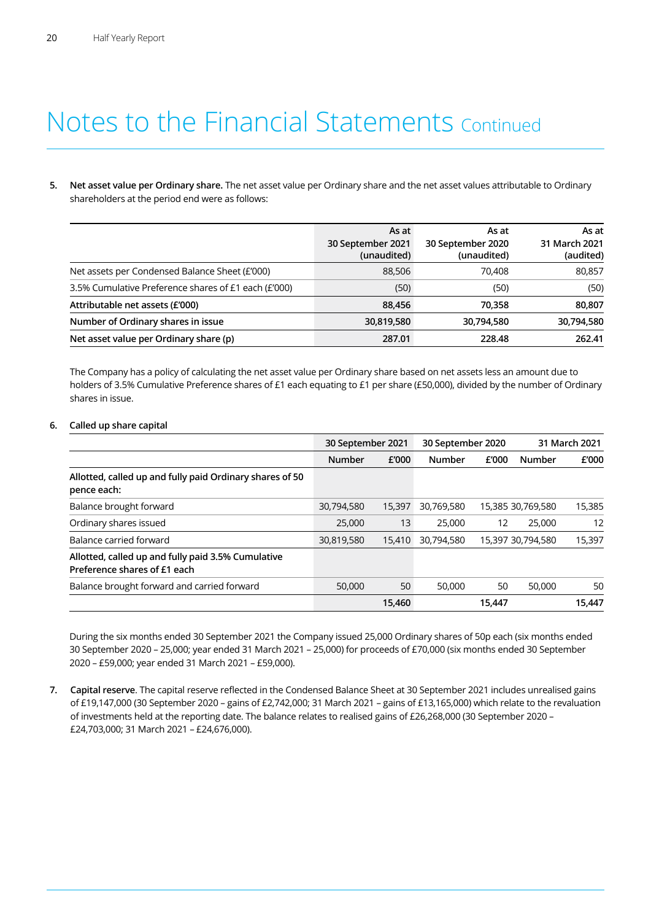# Notes to the Financial Statements Continued

**5. Net asset value per Ordinary share.** The net asset value per Ordinary share and the net asset values attributable to Ordinary shareholders at the period end were as follows:

| | As at 30 September 2021 (unaudited) | As at 30 September 2020 (unaudited) | As at 31 March 2021 (audited) |
|---|---|---|---|
| Net assets per Condensed Balance Sheet (£'000) | 88,506 | 70,408 | 80,857 |
| 3.5% Cumulative Preference shares of £1 each (£'000) | (50) | (50) | (50) |
| **Attributable net assets (£'000)** | **88,456** | **70,358** | **80,807** |
| **Number of Ordinary shares in issue** | **30,819,580** | **30,794,580** | **30,794,580** |
| **Net asset value per Ordinary share (p)** | **287.01** | **228.48** | **262.41** |

The Company has a policy of calculating the net asset value per Ordinary share based on net assets less an amount due to holders of 3.5% Cumulative Preference shares of £1 each equating to £1 per share (£50,000), divided by the number of Ordinary shares in issue.

**6. Called up share capital**

| | 30 September 2021 | | 30 September 2020 | | 31 March 2021 | |
|---|---|---|---|---|---|---|
| | Number | £'000 | Number | £'000 | Number | £'000 |
| Allotted, called up and fully paid Ordinary shares of 50 pence each: | | | | | | |
| Balance brought forward | 30,794,580 | 15,397 | 30,769,580 | 15,385 | 30,769,580 | 15,385 |
| Ordinary shares issued | 25,000 | 13 | 25,000 | 12 | 25,000 | 12 |
| Balance carried forward | 30,819,580 | 15,410 | 30,794,580 | 15,397 | 30,794,580 | 15,397 |
| Allotted, called up and fully paid 3.5% Cumulative Preference shares of £1 each | | | | | | |
| Balance brought forward and carried forward | 50,000 | 50 | 50,000 | 50 | 50,000 | 50 |
| | | **15,460** | | **15,447** | | **15,447** |

During the six months ended 30 September 2021 the Company issued 25,000 Ordinary shares of 50p each (six months ended 30 September 2020 – 25,000; year ended 31 March 2021 – 25,000) for proceeds of £70,000 (six months ended 30 September 2020 – £59,000; year ended 31 March 2021 – £59,000).

**7. Capital reserve**. The capital reserve reflected in the Condensed Balance Sheet at 30 September 2021 includes unrealised gains of £19,147,000 (30 September 2020 – gains of £2,742,000; 31 March 2021 – gains of £13,165,000) which relate to the revaluation of investments held at the reporting date. The balance relates to realised gains of £26,268,000 (30 September 2020 – £24,703,000; 31 March 2021 – £24,676,000).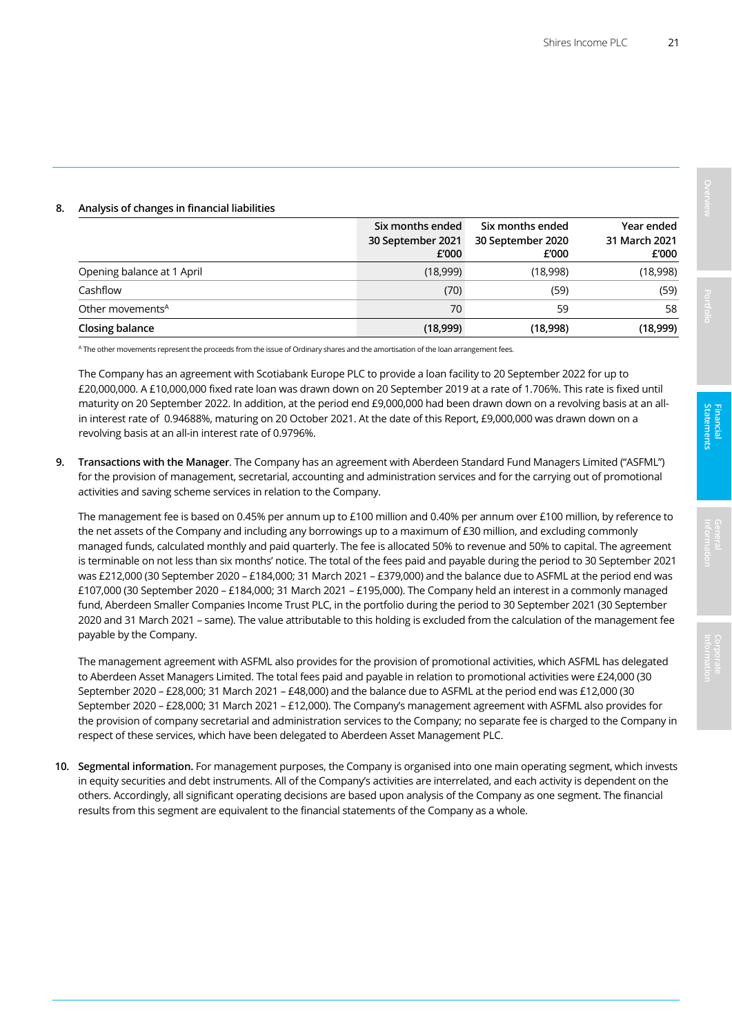**8. Analysis of changes in financial liabilities**

| | Six months ended 30 September 2021 £'000 | Six months ended 30 September 2020 £'000 | Year ended 31 March 2021 £'000 |
|---|---|---|---|
| Opening balance at 1 April | (18,999) | (18,998) | (18,998) |
| Cashflow | (70) | (59) | (59) |
| Other movements[A] | 70 | 59 | 58 |
| **Closing balance** | **(18,999)** | **(18,998)** | **(18,999)** |

[A] The other movements represent the proceeds from the issue of Ordinary shares and the amortisation of the loan arrangement fees.

The Company has an agreement with Scotiabank Europe PLC to provide a loan facility to 20 September 2022 for up to £20,000,000. A £10,000,000 fixed rate loan was drawn down on 20 September 2019 at a rate of 1.706%. This rate is fixed until maturity on 20 September 2022. In addition, at the period end £9,000,000 had been drawn down on a revolving basis at an all-in interest rate of 0.94688%, maturing on 20 October 2021. At the date of this Report, £9,000,000 was drawn down on a revolving basis at an all-in interest rate of 0.9796%.

**9. Transactions with the Manager**. The Company has an agreement with Aberdeen Standard Fund Managers Limited ("ASFML") for the provision of management, secretarial, accounting and administration services and for the carrying out of promotional activities and saving scheme services in relation to the Company.

The management fee is based on 0.45% per annum up to £100 million and 0.40% per annum over £100 million, by reference to the net assets of the Company and including any borrowings up to a maximum of £30 million, and excluding commonly managed funds, calculated monthly and paid quarterly. The fee is allocated 50% to revenue and 50% to capital. The agreement is terminable on not less than six months' notice. The total of the fees paid and payable during the period to 30 September 2021 was £212,000 (30 September 2020 – £184,000; 31 March 2021 – £379,000) and the balance due to ASFML at the period end was £107,000 (30 September 2020 – £184,000; 31 March 2021 – £195,000). The Company held an interest in a commonly managed fund, Aberdeen Smaller Companies Income Trust PLC, in the portfolio during the period to 30 September 2021 (30 September 2020 and 31 March 2021 – same). The value attributable to this holding is excluded from the calculation of the management fee payable by the Company.

The management agreement with ASFML also provides for the provision of promotional activities, which ASFML has delegated to Aberdeen Asset Managers Limited. The total fees paid and payable in relation to promotional activities were £24,000 (30 September 2020 – £28,000; 31 March 2021 – £48,000) and the balance due to ASFML at the period end was £12,000 (30 September 2020 – £28,000; 31 March 2021 – £12,000). The Company's management agreement with ASFML also provides for the provision of company secretarial and administration services to the Company; no separate fee is charged to the Company in respect of these services, which have been delegated to Aberdeen Asset Management PLC.

**10. Segmental information.** For management purposes, the Company is organised into one main operating segment, which invests in equity securities and debt instruments. All of the Company's activities are interrelated, and each activity is dependent on the others. Accordingly, all significant operating decisions are based upon analysis of the Company as one segment. The financial results from this segment are equivalent to the financial statements of the Company as a whole.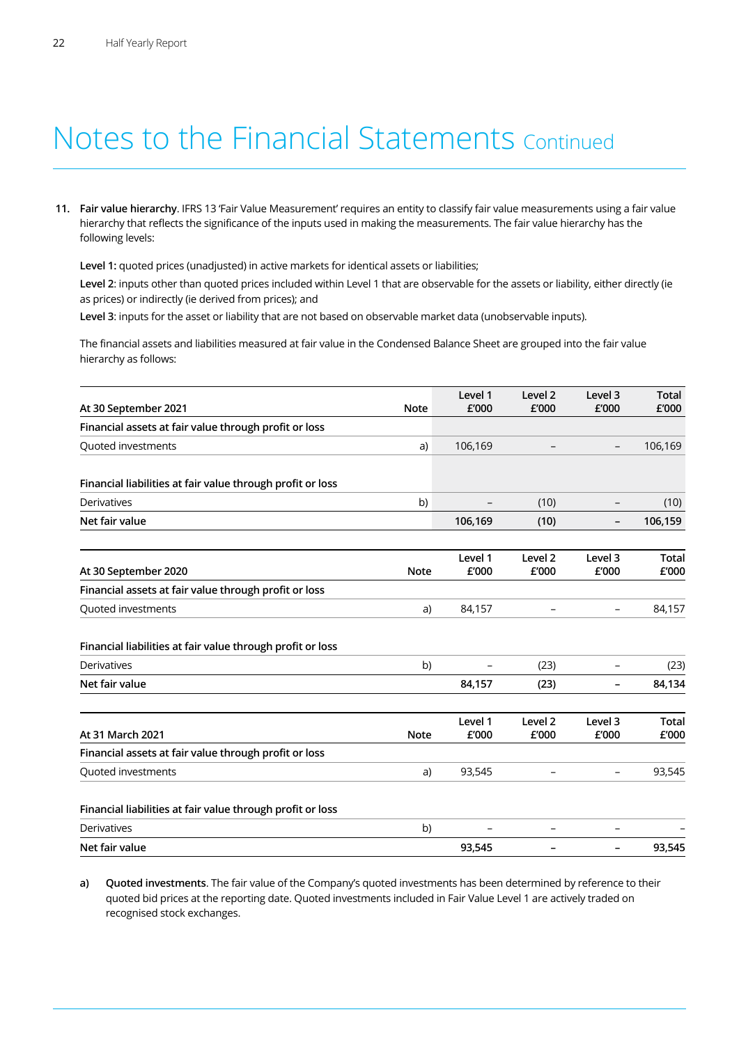# Notes to the Financial Statements Continued

11. **Fair value hierarchy**. IFRS 13 'Fair Value Measurement' requires an entity to classify fair value measurements using a fair value hierarchy that reflects the significance of the inputs used in making the measurements. The fair value hierarchy has the following levels:

**Level 1:** quoted prices (unadjusted) in active markets for identical assets or liabilities;

**Level 2**: inputs other than quoted prices included within Level 1 that are observable for the assets or liability, either directly (ie as prices) or indirectly (ie derived from prices); and

**Level 3**: inputs for the asset or liability that are not based on observable market data (unobservable inputs).

The financial assets and liabilities measured at fair value in the Condensed Balance Sheet are grouped into the fair value hierarchy as follows:

| At 30 September 2021 | Note | Level 1 £'000 | Level 2 £'000 | Level 3 £'000 | Total £'000 |
|---|---|---|---|---|---|
| **Financial assets at fair value through profit or loss** | | | | | |
| Quoted investments | a) | 106,169 | – | – | 106,169 |
| **Financial liabilities at fair value through profit or loss** | | | | | |
| Derivatives | b) | – | (10) | – | (10) |
| **Net fair value** | | **106,169** | **(10)** | **–** | **106,159** |

| At 30 September 2020 | Note | Level 1 £'000 | Level 2 £'000 | Level 3 £'000 | Total £'000 |
|---|---|---|---|---|---|
| **Financial assets at fair value through profit or loss** | | | | | |
| Quoted investments | a) | 84,157 | – | – | 84,157 |
| **Financial liabilities at fair value through profit or loss** | | | | | |
| Derivatives | b) | – | (23) | – | (23) |
| **Net fair value** | | **84,157** | **(23)** | **–** | **84,134** |

| At 31 March 2021 | Note | Level 1 £'000 | Level 2 £'000 | Level 3 £'000 | Total £'000 |
|---|---|---|---|---|---|
| **Financial assets at fair value through profit or loss** | | | | | |
| Quoted investments | a) | 93,545 | – | – | 93,545 |
| **Financial liabilities at fair value through profit or loss** | | | | | |
| Derivatives | b) | – | – | – | – |
| **Net fair value** | | **93,545** | **–** | **–** | **93,545** |

**a) Quoted investments**. The fair value of the Company's quoted investments has been determined by reference to their quoted bid prices at the reporting date. Quoted investments included in Fair Value Level 1 are actively traded on recognised stock exchanges.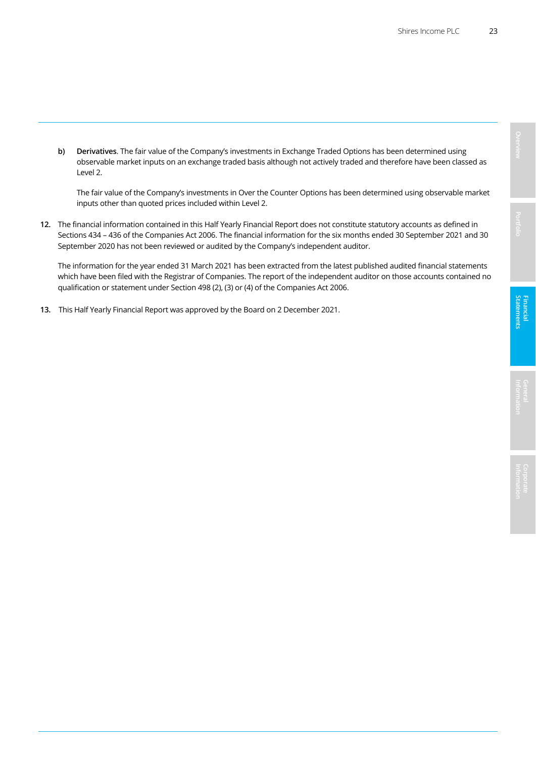b) **Derivatives**. The fair value of the Company's investments in Exchange Traded Options has been determined using observable market inputs on an exchange traded basis although not actively traded and therefore have been classed as Level 2.

   The fair value of the Company's investments in Over the Counter Options has been determined using observable market inputs other than quoted prices included within Level 2.

**12.** The financial information contained in this Half Yearly Financial Report does not constitute statutory accounts as defined in Sections 434 – 436 of the Companies Act 2006. The financial information for the six months ended 30 September 2021 and 30 September 2020 has not been reviewed or audited by the Company's independent auditor.

The information for the year ended 31 March 2021 has been extracted from the latest published audited financial statements which have been filed with the Registrar of Companies. The report of the independent auditor on those accounts contained no qualification or statement under Section 498 (2), (3) or (4) of the Companies Act 2006.

**13.** This Half Yearly Financial Report was approved by the Board on 2 December 2021.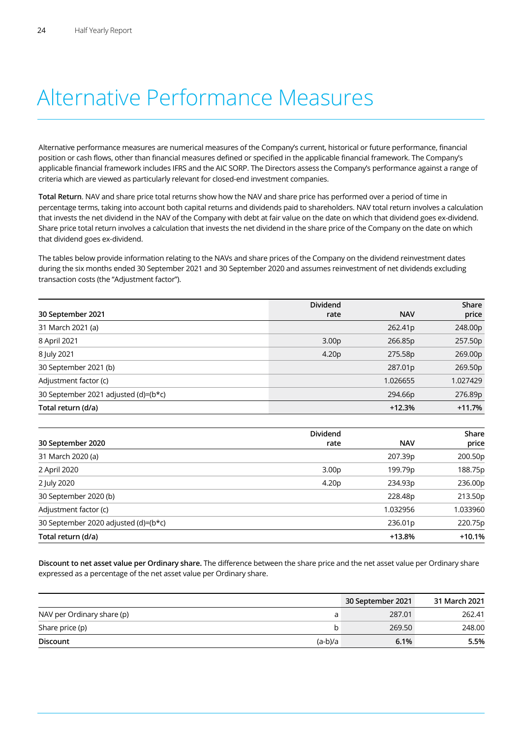# Alternative Performance Measures

Alternative performance measures are numerical measures of the Company's current, historical or future performance, financial position or cash flows, other than financial measures defined or specified in the applicable financial framework. The Company's applicable financial framework includes IFRS and the AIC SORP. The Directors assess the Company's performance against a range of criteria which are viewed as particularly relevant for closed-end investment companies.

**Total Return**. NAV and share price total returns show how the NAV and share price has performed over a period of time in percentage terms, taking into account both capital returns and dividends paid to shareholders. NAV total return involves a calculation that invests the net dividend in the NAV of the Company with debt at fair value on the date on which that dividend goes ex-dividend. Share price total return involves a calculation that invests the net dividend in the share price of the Company on the date on which that dividend goes ex-dividend.

The tables below provide information relating to the NAVs and share prices of the Company on the dividend reinvestment dates during the six months ended 30 September 2021 and 30 September 2020 and assumes reinvestment of net dividends excluding transaction costs (the "Adjustment factor").

| 30 September 2021 | Dividend rate | NAV | Share price |
|---|---|---|---|
| 31 March 2021 (a) | | 262.41p | 248.00p |
| 8 April 2021 | 3.00p | 266.85p | 257.50p |
| 8 July 2021 | 4.20p | 275.58p | 269.00p |
| 30 September 2021 (b) | | 287.01p | 269.50p |
| Adjustment factor (c) | | 1.026655 | 1.027429 |
| 30 September 2021 adjusted (d)=(b*c) | | 294.66p | 276.89p |
| **Total return (d/a)** | | **+12.3%** | **+11.7%** |

| 30 September 2020 | Dividend rate | NAV | Share price |
|---|---|---|---|
| 31 March 2020 (a) | | 207.39p | 200.50p |
| 2 April 2020 | 3.00p | 199.79p | 188.75p |
| 2 July 2020 | 4.20p | 234.93p | 236.00p |
| 30 September 2020 (b) | | 228.48p | 213.50p |
| Adjustment factor (c) | | 1.032956 | 1.033960 |
| 30 September 2020 adjusted (d)=(b*c) | | 236.01p | 220.75p |
| **Total return (d/a)** | | **+13.8%** | **+10.1%** |

**Discount to net asset value per Ordinary share.** The difference between the share price and the net asset value per Ordinary share expressed as a percentage of the net asset value per Ordinary share.

| | | 30 September 2021 | 31 March 2021 |
|---|---|---|---|
| NAV per Ordinary share (p) | a | 287.01 | 262.41 |
| Share price (p) | b | 269.50 | 248.00 |
| **Discount** | (a-b)/a | **6.1%** | **5.5%** |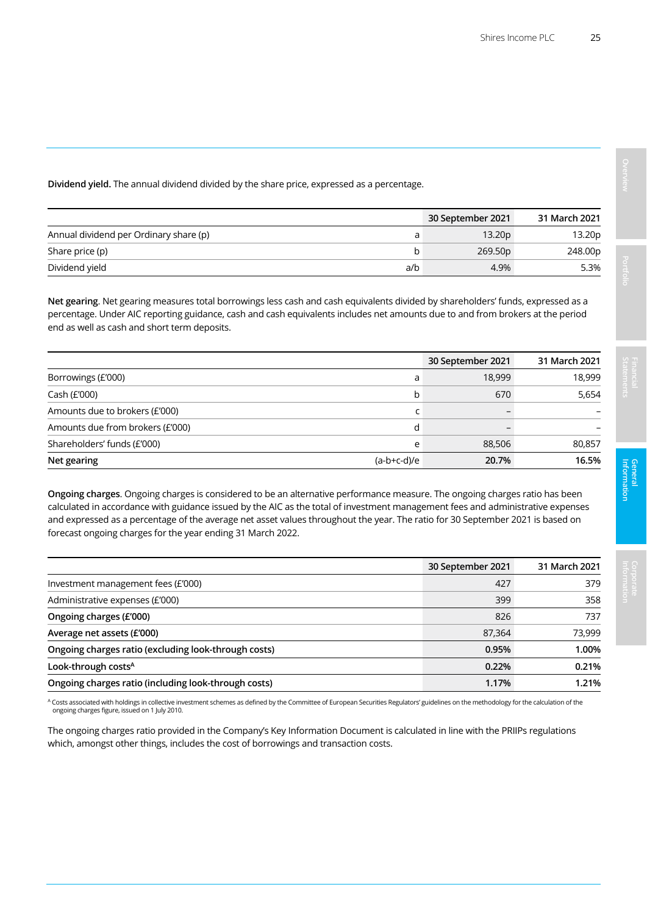**Dividend yield.** The annual dividend divided by the share price, expressed as a percentage.

| | | 30 September 2021 | 31 March 2021 |
|---|---|---|---|
| Annual dividend per Ordinary share (p) | a | 13.20p | 13.20p |
| Share price (p) | b | 269.50p | 248.00p |
| Dividend yield | a/b | 4.9% | 5.3% |

**Net gearing**. Net gearing measures total borrowings less cash and cash equivalents divided by shareholders' funds, expressed as a percentage. Under AIC reporting guidance, cash and cash equivalents includes net amounts due to and from brokers at the period end as well as cash and short term deposits.

| | | 30 September 2021 | 31 March 2021 |
|---|---|---|---|
| Borrowings (£'000) | a | 18,999 | 18,999 |
| Cash (£'000) | b | 670 | 5,654 |
| Amounts due to brokers (£'000) | c | – | – |
| Amounts due from brokers (£'000) | d | – | – |
| Shareholders' funds (£'000) | e | 88,506 | 80,857 |
| **Net gearing** | (a-b+c-d)/e | **20.7%** | **16.5%** |

**Ongoing charges**. Ongoing charges is considered to be an alternative performance measure. The ongoing charges ratio has been calculated in accordance with guidance issued by the AIC as the total of investment management fees and administrative expenses and expressed as a percentage of the average net asset values throughout the year. The ratio for 30 September 2021 is based on forecast ongoing charges for the year ending 31 March 2022.

| | 30 September 2021 | 31 March 2021 |
|---|---|---|
| Investment management fees (£'000) | 427 | 379 |
| Administrative expenses (£'000) | 399 | 358 |
| **Ongoing charges (£'000)** | 826 | 737 |
| **Average net assets (£'000)** | 87,364 | 73,999 |
| **Ongoing charges ratio (excluding look-through costs)** | **0.95%** | **1.00%** |
| **Look-through costs[A]** | **0.22%** | **0.21%** |
| **Ongoing charges ratio (including look-through costs)** | **1.17%** | **1.21%** |

[A] Costs associated with holdings in collective investment schemes as defined by the Committee of European Securities Regulators' guidelines on the methodology for the calculation of the ongoing charges figure, issued on 1 July 2010.

The ongoing charges ratio provided in the Company's Key Information Document is calculated in line with the PRIIPs regulations which, amongst other things, includes the cost of borrowings and transaction costs.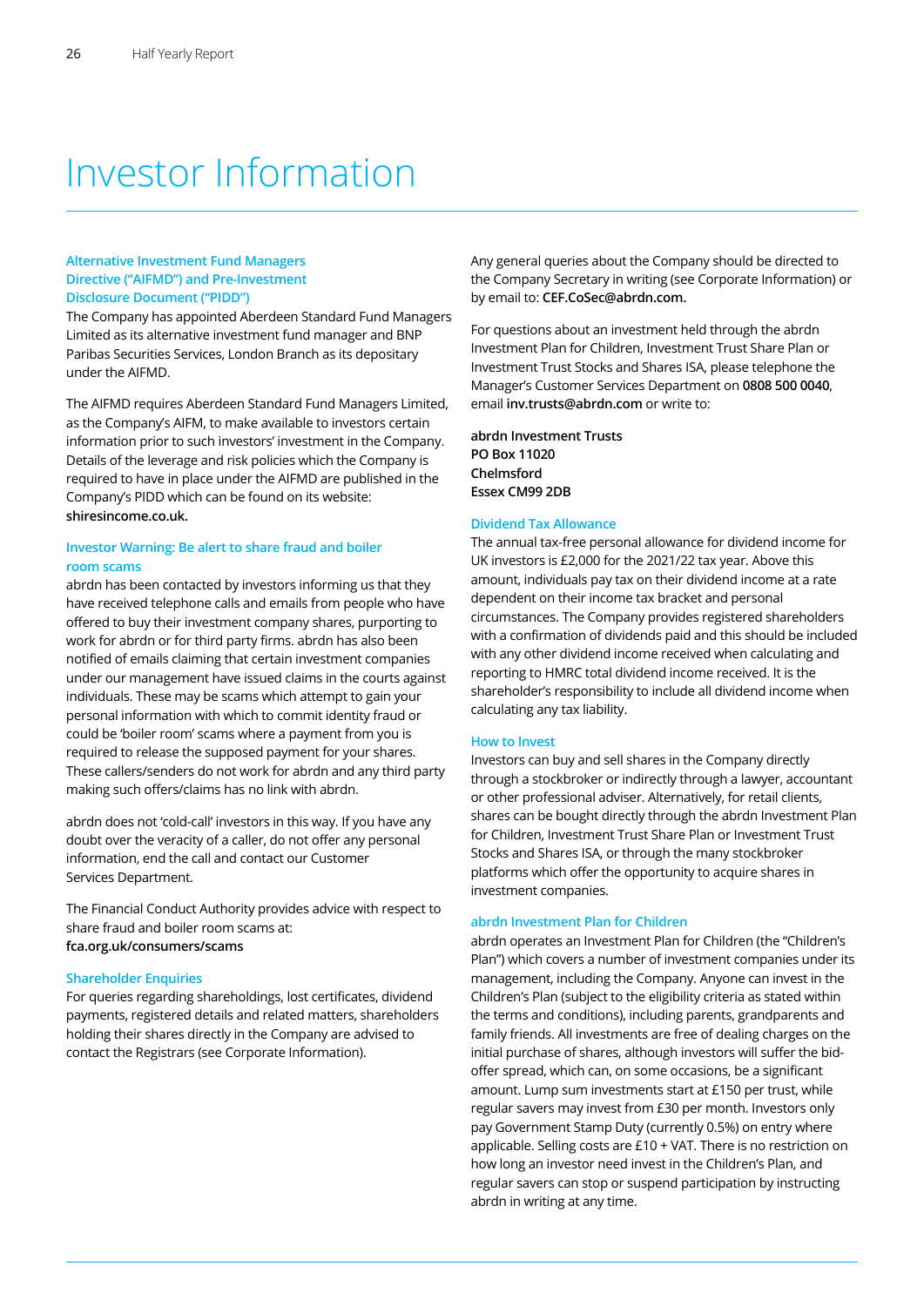# Investor Information

### Alternative Investment Fund Managers Directive ("AIFMD") and Pre-Investment Disclosure Document ("PIDD")

The Company has appointed Aberdeen Standard Fund Managers Limited as its alternative investment fund manager and BNP Paribas Securities Services, London Branch as its depositary under the AIFMD.

The AIFMD requires Aberdeen Standard Fund Managers Limited, as the Company's AIFM, to make available to investors certain information prior to such investors' investment in the Company. Details of the leverage and risk policies which the Company is required to have in place under the AIFMD are published in the Company's PIDD which can be found on its website: **shiresincome.co.uk.**

### Investor Warning: Be alert to share fraud and boiler room scams

abrdn has been contacted by investors informing us that they have received telephone calls and emails from people who have offered to buy their investment company shares, purporting to work for abrdn or for third party firms. abrdn has also been notified of emails claiming that certain investment companies under our management have issued claims in the courts against individuals. These may be scams which attempt to gain your personal information with which to commit identity fraud or could be 'boiler room' scams where a payment from you is required to release the supposed payment for your shares. These callers/senders do not work for abrdn and any third party making such offers/claims has no link with abrdn.

abrdn does not 'cold-call' investors in this way. If you have any doubt over the veracity of a caller, do not offer any personal information, end the call and contact our Customer Services Department.

The Financial Conduct Authority provides advice with respect to share fraud and boiler room scams at: **fca.org.uk/consumers/scams**

### Shareholder Enquiries

For queries regarding shareholdings, lost certificates, dividend payments, registered details and related matters, shareholders holding their shares directly in the Company are advised to contact the Registrars (see Corporate Information).

Any general queries about the Company should be directed to the Company Secretary in writing (see Corporate Information) or by email to: **CEF.CoSec@abrdn.com.**

For questions about an investment held through the abrdn Investment Plan for Children, Investment Trust Share Plan or Investment Trust Stocks and Shares ISA, please telephone the Manager's Customer Services Department on **0808 500 0040**, email **inv.trusts@abrdn.com** or write to:

**abrdn Investment Trusts**
**PO Box 11020**
**Chelmsford**
**Essex CM99 2DB**

### Dividend Tax Allowance

The annual tax-free personal allowance for dividend income for UK investors is £2,000 for the 2021/22 tax year. Above this amount, individuals pay tax on their dividend income at a rate dependent on their income tax bracket and personal circumstances. The Company provides registered shareholders with a confirmation of dividends paid and this should be included with any other dividend income received when calculating and reporting to HMRC total dividend income received. It is the shareholder's responsibility to include all dividend income when calculating any tax liability.

### How to Invest

Investors can buy and sell shares in the Company directly through a stockbroker or indirectly through a lawyer, accountant or other professional adviser. Alternatively, for retail clients, shares can be bought directly through the abrdn Investment Plan for Children, Investment Trust Share Plan or Investment Trust Stocks and Shares ISA, or through the many stockbroker platforms which offer the opportunity to acquire shares in investment companies.

### abrdn Investment Plan for Children

abrdn operates an Investment Plan for Children (the "Children's Plan") which covers a number of investment companies under its management, including the Company. Anyone can invest in the Children's Plan (subject to the eligibility criteria as stated within the terms and conditions), including parents, grandparents and family friends. All investments are free of dealing charges on the initial purchase of shares, although investors will suffer the bid-offer spread, which can, on some occasions, be a significant amount. Lump sum investments start at £150 per trust, while regular savers may invest from £30 per month. Investors only pay Government Stamp Duty (currently 0.5%) on entry where applicable. Selling costs are £10 + VAT. There is no restriction on how long an investor need invest in the Children's Plan, and regular savers can stop or suspend participation by instructing abrdn in writing at any time.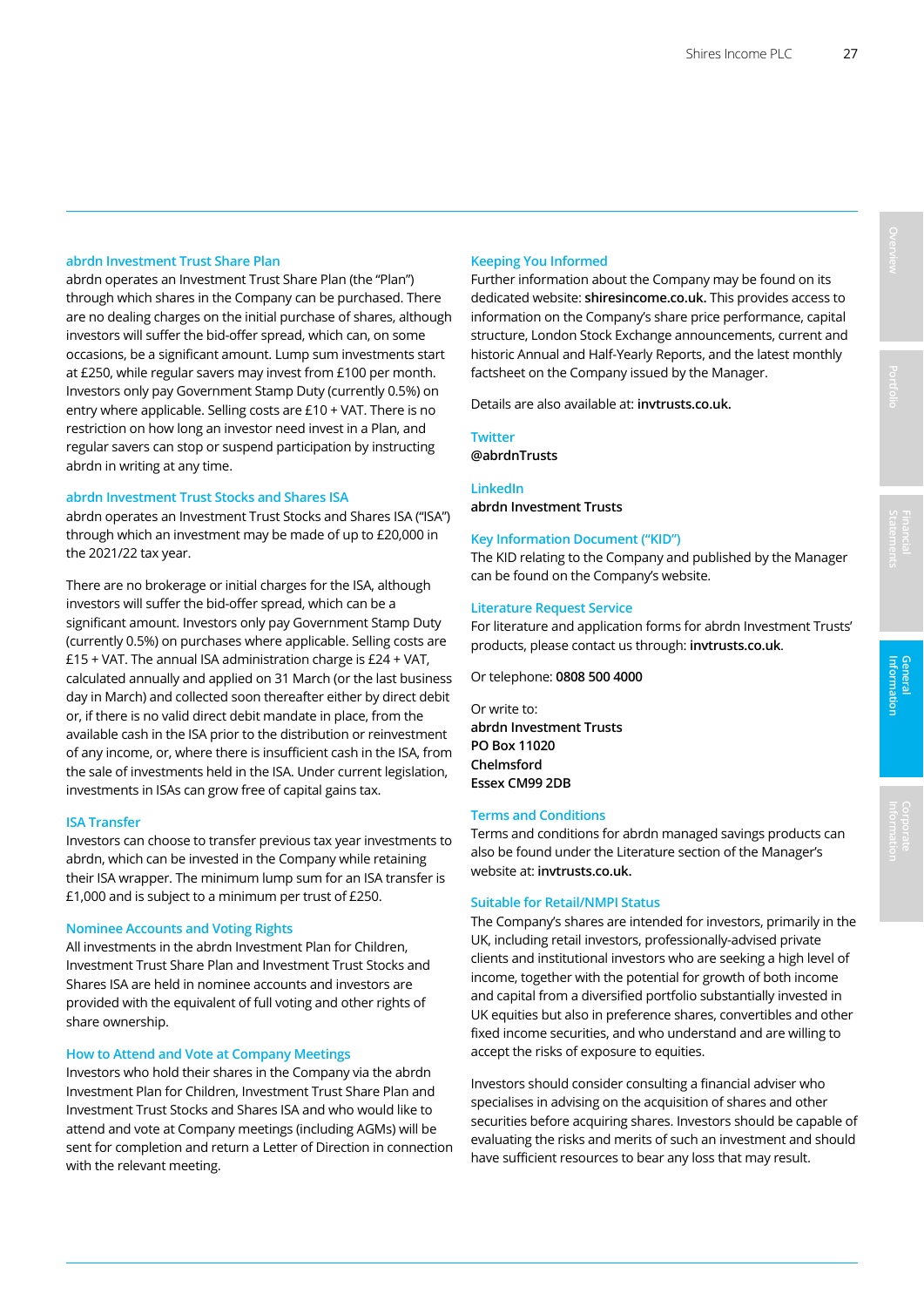### abrdn Investment Trust Share Plan

abrdn operates an Investment Trust Share Plan (the "Plan") through which shares in the Company can be purchased. There are no dealing charges on the initial purchase of shares, although investors will suffer the bid-offer spread, which can, on some occasions, be a significant amount. Lump sum investments start at £250, while regular savers may invest from £100 per month. Investors only pay Government Stamp Duty (currently 0.5%) on entry where applicable. Selling costs are £10 + VAT. There is no restriction on how long an investor need invest in a Plan, and regular savers can stop or suspend participation by instructing abrdn in writing at any time.

### abrdn Investment Trust Stocks and Shares ISA

abrdn operates an Investment Trust Stocks and Shares ISA ("ISA") through which an investment may be made of up to £20,000 in the 2021/22 tax year.

There are no brokerage or initial charges for the ISA, although investors will suffer the bid-offer spread, which can be a significant amount. Investors only pay Government Stamp Duty (currently 0.5%) on purchases where applicable. Selling costs are £15 + VAT. The annual ISA administration charge is £24 + VAT, calculated annually and applied on 31 March (or the last business day in March) and collected soon thereafter either by direct debit or, if there is no valid direct debit mandate in place, from the available cash in the ISA prior to the distribution or reinvestment of any income, or, where there is insufficient cash in the ISA, from the sale of investments held in the ISA. Under current legislation, investments in ISAs can grow free of capital gains tax.

### ISA Transfer

Investors can choose to transfer previous tax year investments to abrdn, which can be invested in the Company while retaining their ISA wrapper. The minimum lump sum for an ISA transfer is £1,000 and is subject to a minimum per trust of £250.

### Nominee Accounts and Voting Rights

All investments in the abrdn Investment Plan for Children, Investment Trust Share Plan and Investment Trust Stocks and Shares ISA are held in nominee accounts and investors are provided with the equivalent of full voting and other rights of share ownership.

### How to Attend and Vote at Company Meetings

Investors who hold their shares in the Company via the abrdn Investment Plan for Children, Investment Trust Share Plan and Investment Trust Stocks and Shares ISA and who would like to attend and vote at Company meetings (including AGMs) will be sent for completion and return a Letter of Direction in connection with the relevant meeting.

### Keeping You Informed

Further information about the Company may be found on its dedicated website: **shiresincome.co.uk.** This provides access to information on the Company's share price performance, capital structure, London Stock Exchange announcements, current and historic Annual and Half-Yearly Reports, and the latest monthly factsheet on the Company issued by the Manager.

Details are also available at: **invtrusts.co.uk.**

### Twitter

**@abrdnTrusts**

### LinkedIn

**abrdn Investment Trusts**

### Key Information Document ("KID")

The KID relating to the Company and published by the Manager can be found on the Company's website.

### Literature Request Service

For literature and application forms for abrdn Investment Trusts' products, please contact us through: **invtrusts.co.uk**.

Or telephone: **0808 500 4000**

Or write to:
**abrdn Investment Trusts**
**PO Box 11020**
**Chelmsford**
**Essex CM99 2DB**

### Terms and Conditions

Terms and conditions for abrdn managed savings products can also be found under the Literature section of the Manager's website at: **invtrusts.co.uk.**

### Suitable for Retail/NMPI Status

The Company's shares are intended for investors, primarily in the UK, including retail investors, professionally-advised private clients and institutional investors who are seeking a high level of income, together with the potential for growth of both income and capital from a diversified portfolio substantially invested in UK equities but also in preference shares, convertibles and other fixed income securities, and who understand and are willing to accept the risks of exposure to equities.

Investors should consider consulting a financial adviser who specialises in advising on the acquisition of shares and other securities before acquiring shares. Investors should be capable of evaluating the risks and merits of such an investment and should have sufficient resources to bear any loss that may result.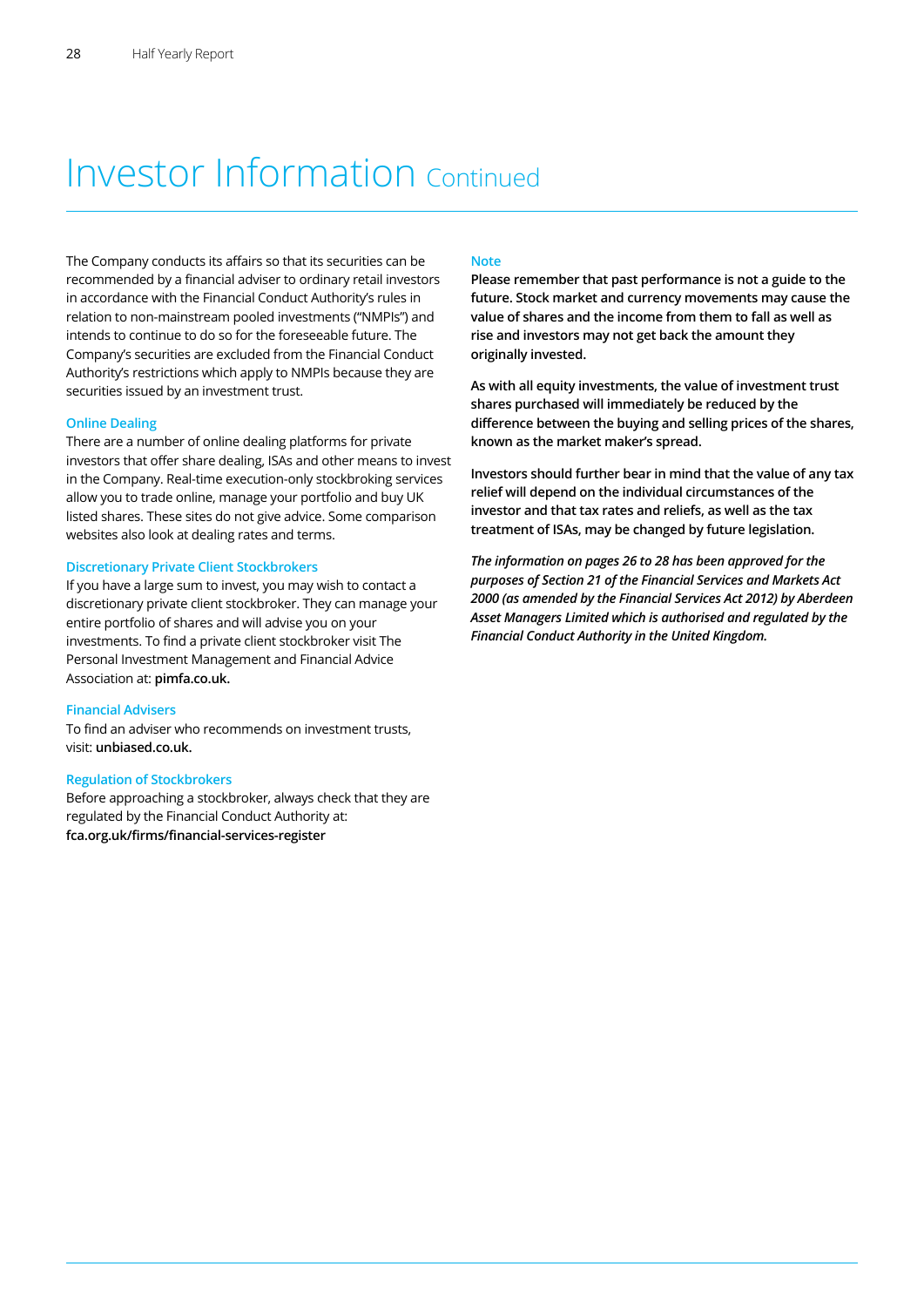# Investor Information Continued

The Company conducts its affairs so that its securities can be recommended by a financial adviser to ordinary retail investors in accordance with the Financial Conduct Authority's rules in relation to non-mainstream pooled investments ("NMPIs") and intends to continue to do so for the foreseeable future. The Company's securities are excluded from the Financial Conduct Authority's restrictions which apply to NMPIs because they are securities issued by an investment trust.

### Online Dealing

There are a number of online dealing platforms for private investors that offer share dealing, ISAs and other means to invest in the Company. Real-time execution-only stockbroking services allow you to trade online, manage your portfolio and buy UK listed shares. These sites do not give advice. Some comparison websites also look at dealing rates and terms.

### Discretionary Private Client Stockbrokers

If you have a large sum to invest, you may wish to contact a discretionary private client stockbroker. They can manage your entire portfolio of shares and will advise you on your investments. To find a private client stockbroker visit The Personal Investment Management and Financial Advice Association at: **pimfa.co.uk.**

### Financial Advisers

To find an adviser who recommends on investment trusts, visit: **unbiased.co.uk.**

### Regulation of Stockbrokers

Before approaching a stockbroker, always check that they are regulated by the Financial Conduct Authority at: **fca.org.uk/firms/financial-services-register**

### Note

**Please remember that past performance is not a guide to the future. Stock market and currency movements may cause the value of shares and the income from them to fall as well as rise and investors may not get back the amount they originally invested.**

**As with all equity investments, the value of investment trust shares purchased will immediately be reduced by the difference between the buying and selling prices of the shares, known as the market maker's spread.**

**Investors should further bear in mind that the value of any tax relief will depend on the individual circumstances of the investor and that tax rates and reliefs, as well as the tax treatment of ISAs, may be changed by future legislation.**

***The information on pages 26 to 28 has been approved for the purposes of Section 21 of the Financial Services and Markets Act 2000 (as amended by the Financial Services Act 2012) by Aberdeen Asset Managers Limited which is authorised and regulated by the Financial Conduct Authority in the United Kingdom.***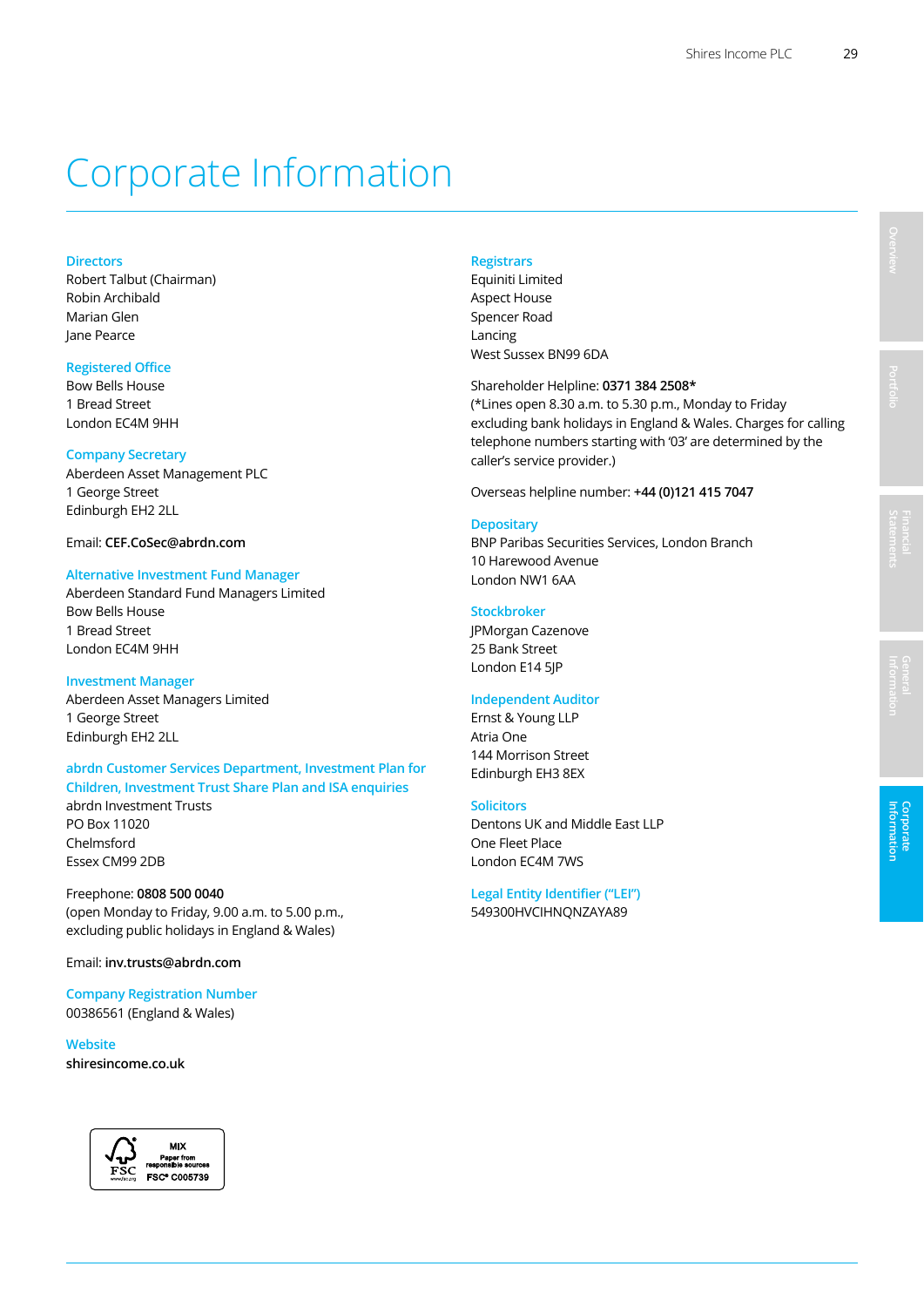# Corporate Information

### Directors
Robert Talbut (Chairman)
Robin Archibald
Marian Glen
Jane Pearce

### Registered Office
Bow Bells House
1 Bread Street
London EC4M 9HH

### Company Secretary
Aberdeen Asset Management PLC
1 George Street
Edinburgh EH2 2LL

Email: **CEF.CoSec@abrdn.com**

### Alternative Investment Fund Manager
Aberdeen Standard Fund Managers Limited
Bow Bells House
1 Bread Street
London EC4M 9HH

### Investment Manager
Aberdeen Asset Managers Limited
1 George Street
Edinburgh EH2 2LL

### abrdn Customer Services Department, Investment Plan for Children, Investment Trust Share Plan and ISA enquiries
abrdn Investment Trusts
PO Box 11020
Chelmsford
Essex CM99 2DB

Freephone: **0808 500 0040**
(open Monday to Friday, 9.00 a.m. to 5.00 p.m., excluding public holidays in England & Wales)

Email: **inv.trusts@abrdn.com**

### Company Registration Number
00386561 (England & Wales)

### Website
**shiresincome.co.uk**

### Registrars
Equiniti Limited
Aspect House
Spencer Road
Lancing
West Sussex BN99 6DA

Shareholder Helpline: **0371 384 2508***
(*Lines open 8.30 a.m. to 5.30 p.m., Monday to Friday excluding bank holidays in England & Wales. Charges for calling telephone numbers starting with '03' are determined by the caller's service provider.)

Overseas helpline number: **+44 (0)121 415 7047**

### Depositary
BNP Paribas Securities Services, London Branch
10 Harewood Avenue
London NW1 6AA

### Stockbroker
JPMorgan Cazenove
25 Bank Street
London E14 5JP

### Independent Auditor
Ernst & Young LLP
Atria One
144 Morrison Street
Edinburgh EH3 8EX

### Solicitors
Dentons UK and Middle East LLP
One Fleet Place
London EC4M 7WS

### Legal Entity Identifier ("LEI")
549300HVCIHNQNZAYA89

MIX
Paper from responsible sources
FSC® C005739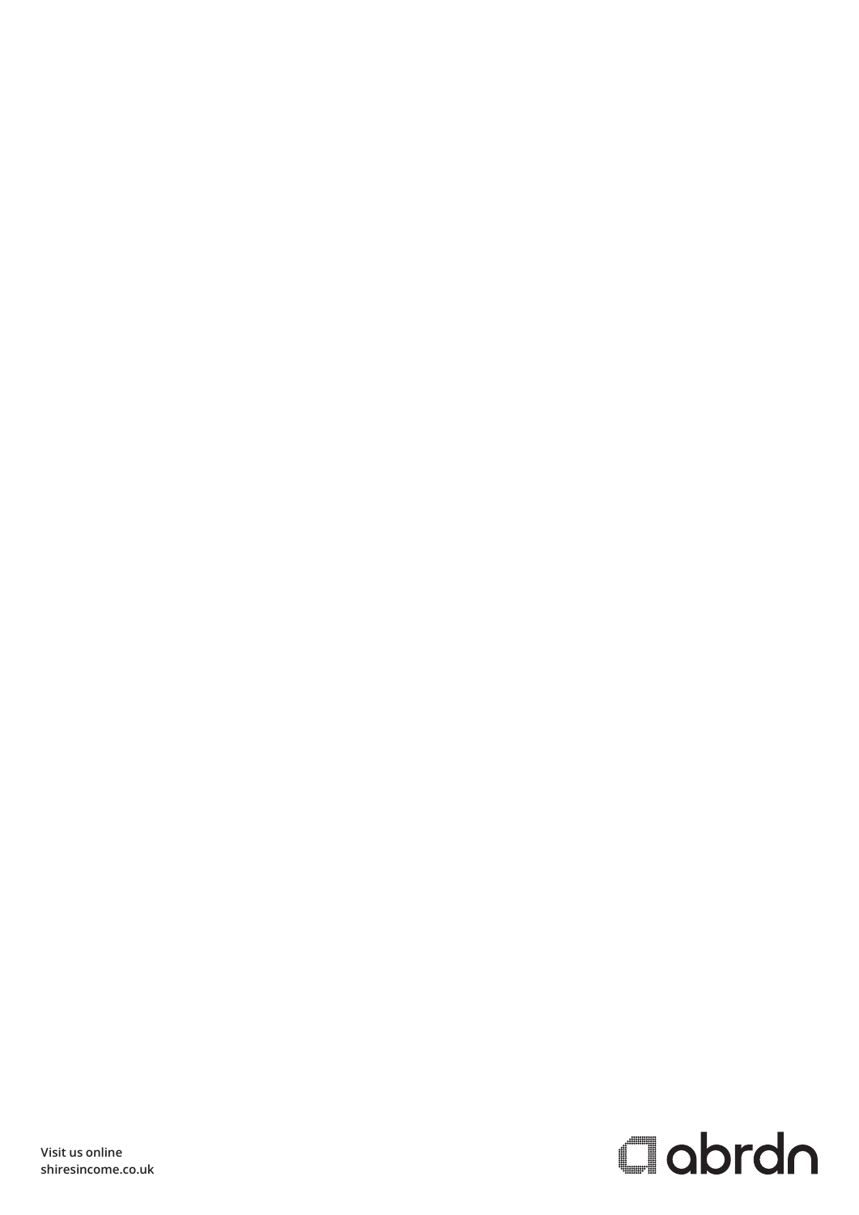Visit us online
shiresincome.co.uk

abrdn